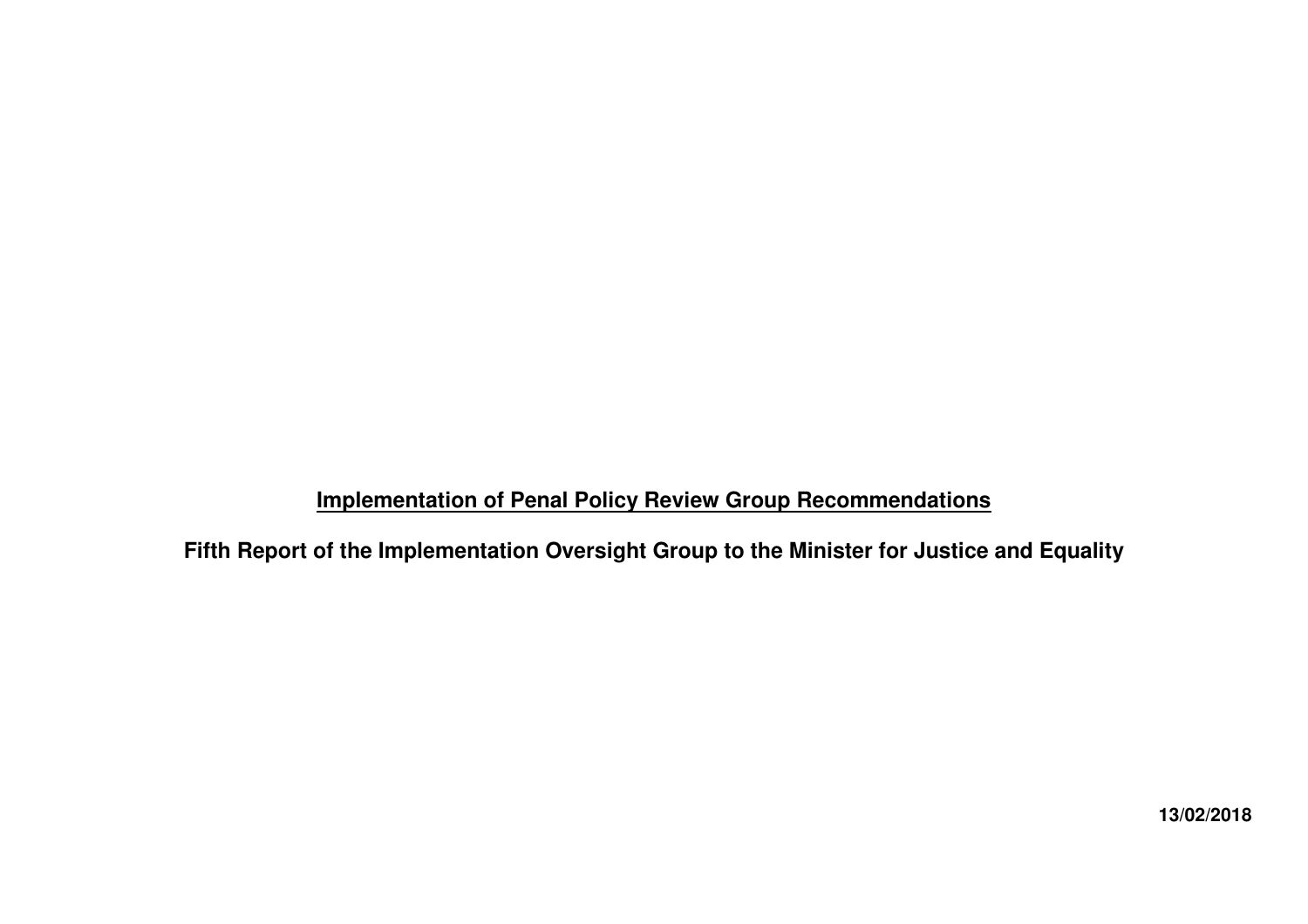# Implementation of Penal Policy Review Group Recommendations

## Fifth Report of the Implementation Oversight Group to the Minister for Justice and Equality

**13/02/2018**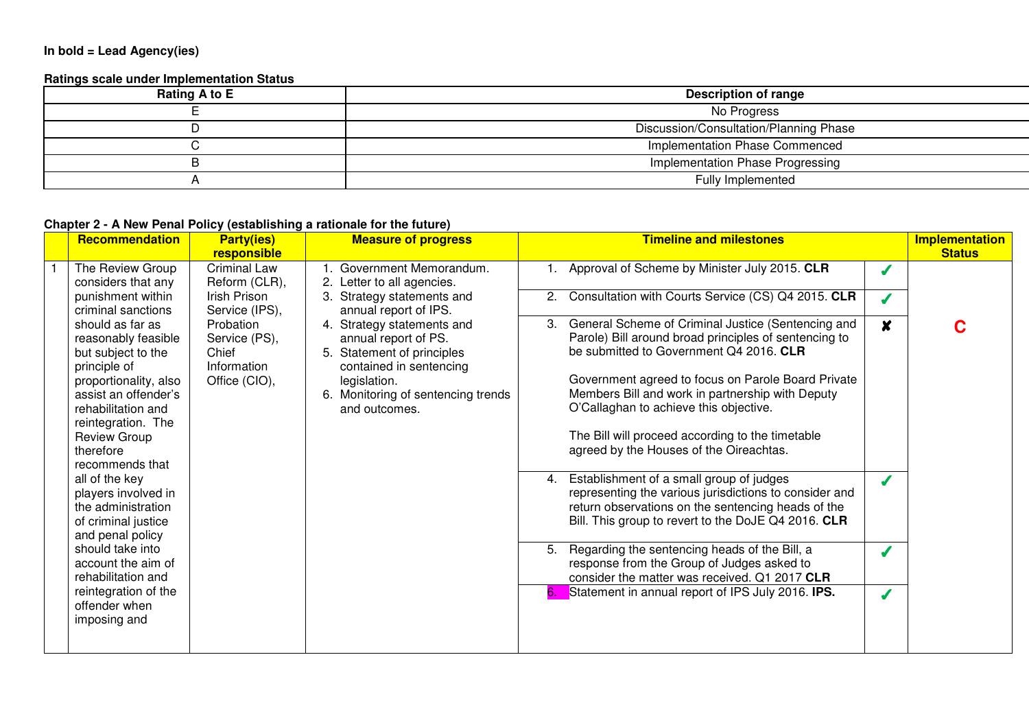**In bold = Lead Agency(ies)**

**Ratings scale under Implementation Status**

| Rating A to E | Description of range |
|---|---|
| E | No Progress |
| D | Discussion/Consultation/Planning Phase |
| C | Implementation Phase Commenced |
| B | Implementation Phase Progressing |
| A | Fully Implemented |

**Chapter 2 - A New Penal Policy (establishing a rationale for the future)**

| | Recommendation | Party(ies) responsible | Measure of progress | Timeline and milestones | | Implementation Status |
|---|---|---|---|---|---|---|
| 1 | The Review Group considers that any punishment within criminal sanctions should as far as reasonably feasible but subject to the principle of proportionality, also assist an offender's rehabilitation and reintegration. The Review Group therefore recommends that all of the key players involved in the administration of criminal justice and penal policy should take into account the aim of rehabilitation and reintegration of the offender when imposing and | Criminal Law Reform (CLR), Irish Prison Service (IPS), Probation Service (PS), Chief Information Office (CIO), | 1. Government Memorandum.<br>2. Letter to all agencies.<br>3. Strategy statements and annual report of IPS.<br>4. Strategy statements and annual report of PS.<br>5. Statement of principles contained in sentencing legislation.<br>6. Monitoring of sentencing trends and outcomes. | 1. Approval of Scheme by Minister July 2015. **CLR** | ✓ | **C** |
| | | | | 2. Consultation with Courts Service (CS) Q4 2015. **CLR** | ✓ | |
| | | | | 3. General Scheme of Criminal Justice (Sentencing and Parole) Bill around broad principles of sentencing to be submitted to Government Q4 2016. **CLR**<br><br>Government agreed to focus on Parole Board Private Members Bill and work in partnership with Deputy O'Callaghan to achieve this objective.<br><br>The Bill will proceed according to the timetable agreed by the Houses of the Oireachtas. | ✘ | |
| | | | | 4. Establishment of a small group of judges representing the various jurisdictions to consider and return observations on the sentencing heads of the Bill. This group to revert to the DoJE Q4 2016. **CLR** | ✓ | |
| | | | | 5. Regarding the sentencing heads of the Bill, a response from the Group of Judges asked to consider the matter was received. Q1 2017 **CLR** | ✓ | |
| | | | | 6. Statement in annual report of IPS July 2016. **IPS.** | ✓ | |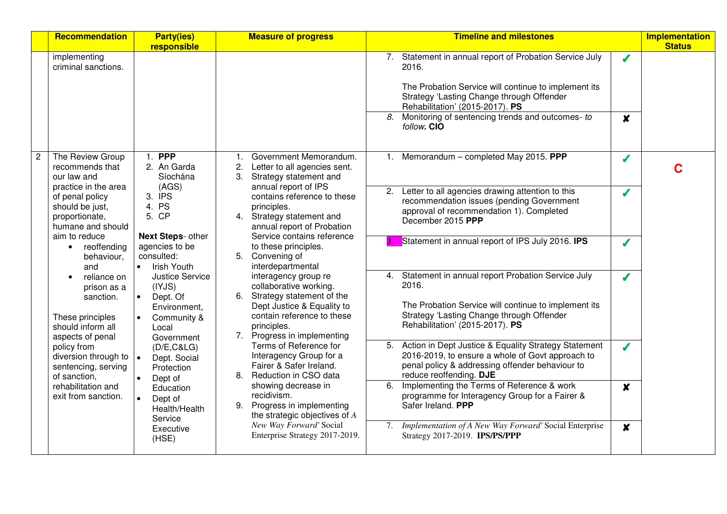|  | Recommendation | Party(ies) responsible | Measure of progress | Timeline and milestones |  | Implementation Status |
|---|---|---|---|---|---|---|
|  | implementing criminal sanctions. |  |  | 7. Statement in annual report of Probation Service July 2016.<br><br>The Probation Service will continue to implement its Strategy 'Lasting Change through Offender Rehabilitation' (2015-2017). **PS** | ✔ |  |
|  |  |  |  | 8. Monitoring of sentencing trends and outcomes- *to follow*. **CIO** | ✘ |  |
| 2 | The Review Group recommends that our law and practice in the area of penal policy should be just, proportionate, humane and should aim to reduce<br>• reoffending behaviour, and<br>• reliance on prison as a sanction.<br><br>These principles should inform all aspects of penal policy from diversion through to sentencing, serving of sanction, rehabilitation and exit from sanction. | 1. **PPP**<br>2. An Garda Síochána (AGS)<br>3. IPS<br>4. PS<br>5. CP<br><br>**Next Steps**- other agencies to be consulted:<br>• Irish Youth Justice Service (IYJS)<br>• Dept. Of Environment, Community & Local Government (D/E,C&LG)<br>• Dept. Social Protection<br>• Dept of Education<br>• Dept of Health/Health Service Executive (HSE) | 1. Government Memorandum.<br>2. Letter to all agencies sent.<br>3. Strategy statement and annual report of IPS contains reference to these principles.<br>4. Strategy statement and annual report of Probation Service contains reference to these principles.<br>5. Convening of interdepartmental interagency group re collaborative working.<br>6. Strategy statement of the Dept Justice & Equality to contain reference to these principles.<br>7. Progress in implementing Terms of Reference for Interagency Group for a Fairer & Safer Ireland.<br>8. Reduction in CSO data showing decrease in recidivism.<br>9. Progress in implementing the strategic objectives of *A New Way Forward'* Social Enterprise Strategy 2017-2019. | 1. Memorandum – completed May 2015. **PPP** | ✔ | **C** |
|  |  |  |  | 2. Letter to all agencies drawing attention to this recommendation issues (pending Government approval of recommendation 1). Completed December 2015 **PPP** | ✔ |  |
|  |  |  |  | 3. Statement in annual report of IPS July 2016. **IPS** | ✔ |  |
|  |  |  |  | 4. Statement in annual report Probation Service July 2016.<br><br>The Probation Service will continue to implement its Strategy 'Lasting Change through Offender Rehabilitation' (2015-2017). **PS** | ✔ |  |
|  |  |  |  | 5. Action in Dept Justice & Equality Strategy Statement 2016-2019, to ensure a whole of Govt approach to penal policy & addressing offender behaviour to reduce reoffending. **DJE** | ✔ |  |
|  |  |  |  | 6. Implementing the Terms of Reference & work programme for Interagency Group for a Fairer & Safer Ireland. **PPP** | ✘ |  |
|  |  |  |  | 7. *Implementation of A New Way Forward'* Social Enterprise Strategy 2017-2019. **IPS/PS/PPP** | ✘ |  |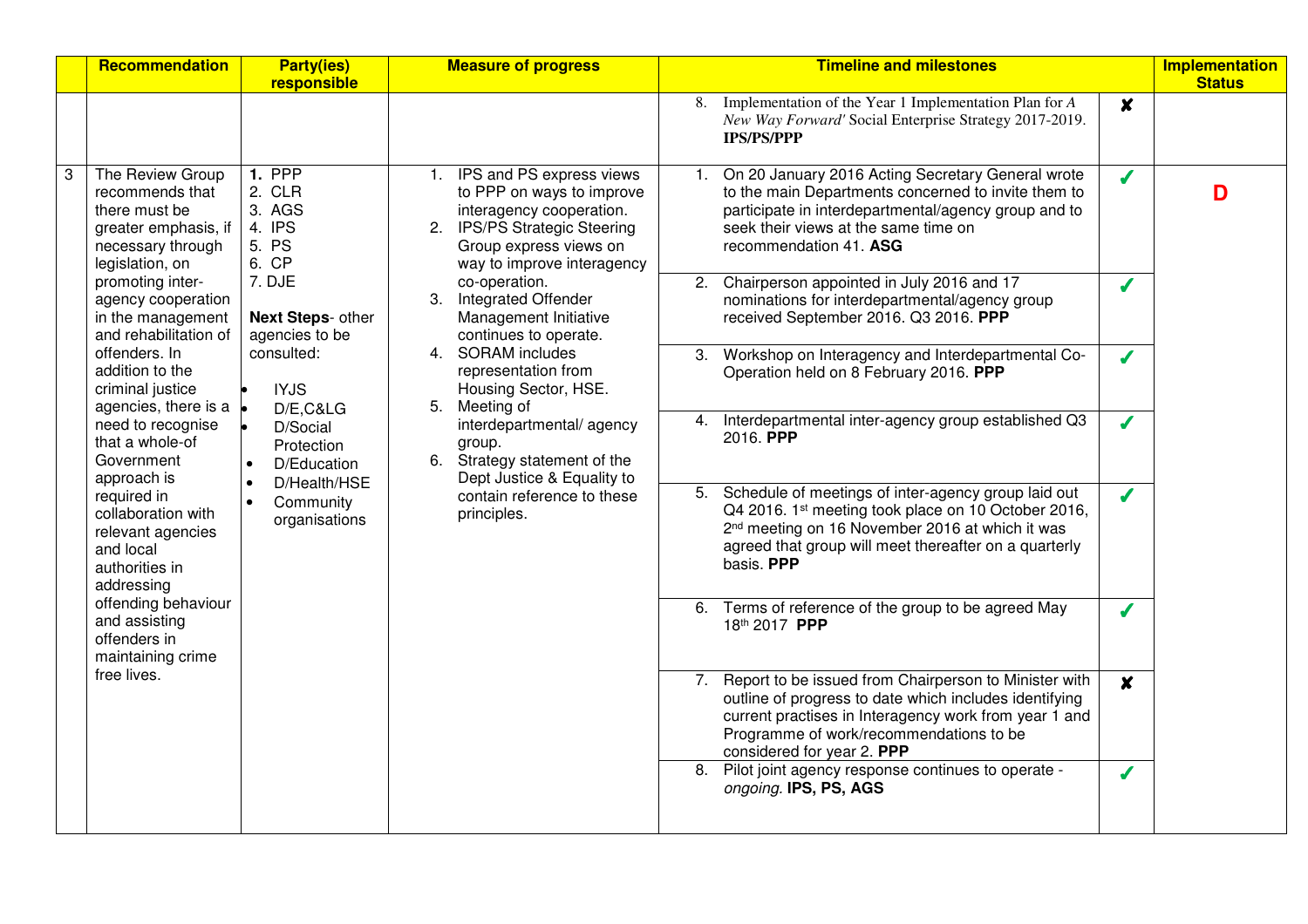| | Recommendation | Party(ies) responsible | Measure of progress | Timeline and milestones | | Implementation Status |
|---|---|---|---|---|---|---|
| | | | | 8. Implementation of the Year 1 Implementation Plan for *A New Way Forward'* Social Enterprise Strategy 2017-2019. **IPS/PS/PPP** | ✘ | |
| 3 | The Review Group recommends that there must be greater emphasis, if necessary through legislation, on promoting inter-agency cooperation in the management and rehabilitation of offenders. In addition to the criminal justice agencies, there is a need to recognise that a whole-of Government approach is required in collaboration with relevant agencies and local authorities in addressing offending behaviour and assisting offenders in maintaining crime free lives. | **1.** PPP<br>2. CLR<br>3. AGS<br>4. IPS<br>5. PS<br>6. CP<br>7. DJE<br><br>**Next Steps**- other agencies to be consulted:<br>• IYJS<br>• D/E,C&LG<br>• D/Social Protection<br>• D/Education<br>• D/Health/HSE<br>• Community organisations | 1. IPS and PS express views to PPP on ways to improve interagency cooperation.<br>2. IPS/PS Strategic Steering Group express views on way to improve interagency co-operation.<br>3. Integrated Offender Management Initiative continues to operate.<br>4. SORAM includes representation from Housing Sector, HSE.<br>5. Meeting of interdepartmental/ agency group.<br>6. Strategy statement of the Dept Justice & Equality to contain reference to these principles. | 1. On 20 January 2016 Acting Secretary General wrote to the main Departments concerned to invite them to participate in interdepartmental/agency group and to seek their views at the same time on recommendation 41. **ASG** | ✔ | **D** |
| | | | | 2. Chairperson appointed in July 2016 and 17 nominations for interdepartmental/agency group received September 2016. Q3 2016. **PPP** | ✔ | |
| | | | | 3. Workshop on Interagency and Interdepartmental Co-Operation held on 8 February 2016. **PPP** | ✔ | |
| | | | | 4. Interdepartmental inter-agency group established Q3 2016. **PPP** | ✔ | |
| | | | | 5. Schedule of meetings of inter-agency group laid out Q4 2016. 1st meeting took place on 10 October 2016, 2nd meeting on 16 November 2016 at which it was agreed that group will meet thereafter on a quarterly basis. **PPP** | ✔ | |
| | | | | 6. Terms of reference of the group to be agreed May 18th 2017 **PPP** | ✔ | |
| | | | | 7. Report to be issued from Chairperson to Minister with outline of progress to date which includes identifying current practises in Interagency work from year 1 and Programme of work/recommendations to be considered for year 2. **PPP** | ✘ | |
| | | | | 8. Pilot joint agency response continues to operate - *ongoing.* **IPS, PS, AGS** | ✔ | |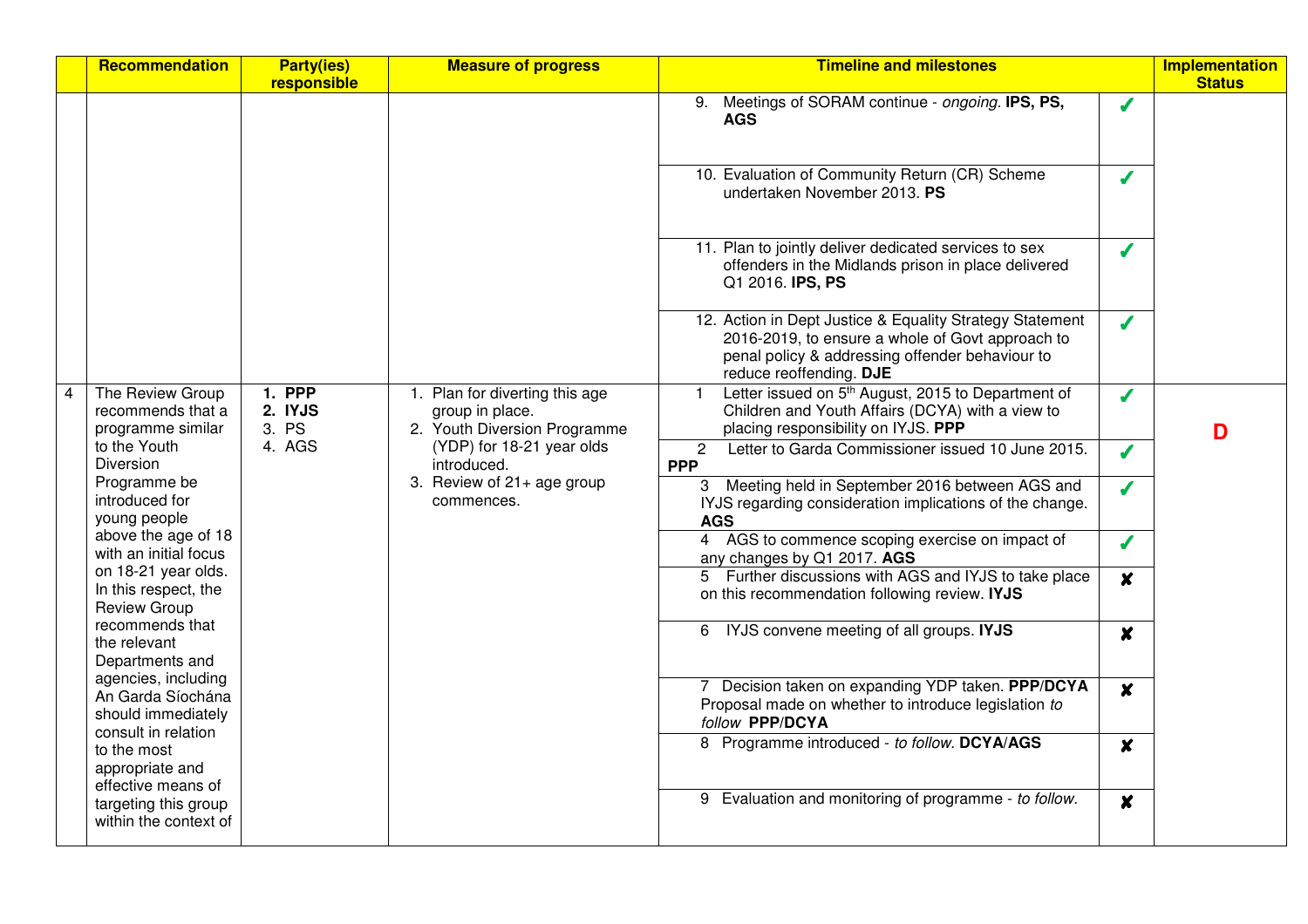| | Recommendation | Party(ies) responsible | Measure of progress | Timeline and milestones | | Implementation Status |
|---|---|---|---|---|---|---|
| | | | | 9. Meetings of SORAM continue - *ongoing*. **IPS, PS, AGS** | ✓ | |
| | | | | 10. Evaluation of Community Return (CR) Scheme undertaken November 2013. **PS** | ✓ | |
| | | | | 11. Plan to jointly deliver dedicated services to sex offenders in the Midlands prison in place delivered Q1 2016. **IPS, PS** | ✓ | |
| | | | | 12. Action in Dept Justice & Equality Strategy Statement 2016-2019, to ensure a whole of Govt approach to penal policy & addressing offender behaviour to reduce reoffending. **DJE** | ✓ | |
| 4 | The Review Group recommends that a programme similar to the Youth Diversion Programme be introduced for young people above the age of 18 with an initial focus on 18-21 year olds. In this respect, the Review Group recommends that the relevant Departments and agencies, including An Garda Síochána should immediately consult in relation to the most appropriate and effective means of targeting this group within the context of | 1. **PPP**<br>2. **IYJS**<br>3. PS<br>4. AGS | 1. Plan for diverting this age group in place.<br>2. Youth Diversion Programme (YDP) for 18-21 year olds introduced.<br>3. Review of 21+ age group commences. | 1 Letter issued on 5th August, 2015 to Department of Children and Youth Affairs (DCYA) with a view to placing responsibility on IYJS. **PPP** | ✓ | **D** |
| | | | | 2 Letter to Garda Commissioner issued 10 June 2015. **PPP** | ✓ | |
| | | | | 3 Meeting held in September 2016 between AGS and IYJS regarding consideration implications of the change. **AGS** | ✓ | |
| | | | | 4 AGS to commence scoping exercise on impact of any changes by Q1 2017. **AGS** | ✓ | |
| | | | | 5 Further discussions with AGS and IYJS to take place on this recommendation following review. **IYJS** | ✘ | |
| | | | | 6 IYJS convene meeting of all groups. **IYJS** | ✘ | |
| | | | | 7 Decision taken on expanding YDP taken. **PPP/DCYA** Proposal made on whether to introduce legislation *to follow* **PPP/DCYA** | ✘ | |
| | | | | 8 Programme introduced - *to follow*. **DCYA/AGS** | ✘ | |
| | | | | 9 Evaluation and monitoring of programme - *to follow*. | ✘ | |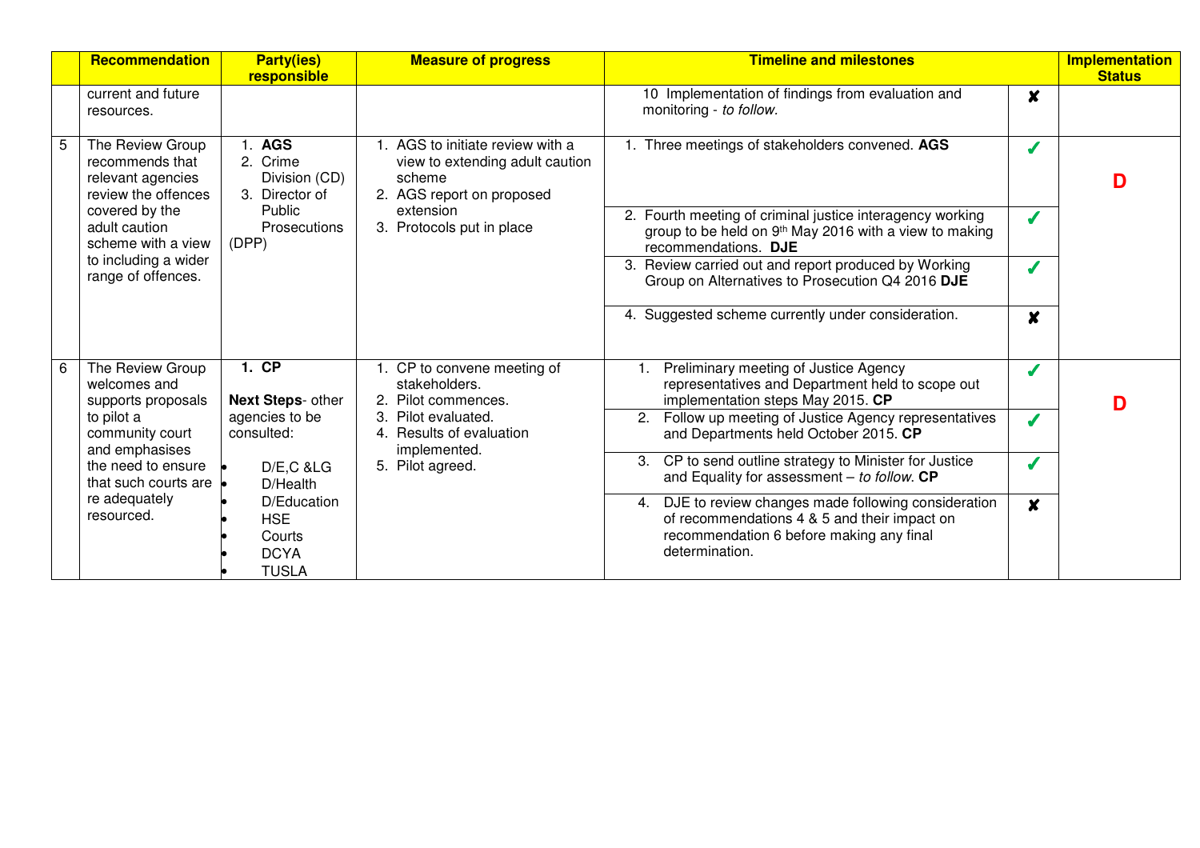| | Recommendation | Party(ies) responsible | Measure of progress | Timeline and milestones | | Implementation Status |
|---|---|---|---|---|---|---|
| | current and future resources. | | | 10 Implementation of findings from evaluation and monitoring - *to follow*. | ✘ | |
| 5 | The Review Group recommends that relevant agencies review the offences covered by the adult caution scheme with a view to including a wider range of offences. | 1. **AGS**<br>2. Crime Division (CD)<br>3. Director of Public Prosecutions (DPP) | 1. AGS to initiate review with a view to extending adult caution scheme<br>2. AGS report on proposed extension<br>3. Protocols put in place | 1. Three meetings of stakeholders convened. **AGS** | ✓ | **D** |
| | | | | 2. Fourth meeting of criminal justice interagency working group to be held on 9th May 2016 with a view to making recommendations. **DJE** | ✓ | |
| | | | | 3. Review carried out and report produced by Working Group on Alternatives to Prosecution Q4 2016 **DJE** | ✓ | |
| | | | | 4. Suggested scheme currently under consideration. | ✘ | |
| 6 | The Review Group welcomes and supports proposals to pilot a community court and emphasises the need to ensure that such courts are re adequately resourced. | **1. CP**<br><br>**Next Steps**- other agencies to be consulted:<br>• D/E,C &LG<br>• D/Health<br>• D/Education<br>• HSE<br>• Courts<br>• DCYA<br>• TUSLA | 1. CP to convene meeting of stakeholders.<br>2. Pilot commences.<br>3. Pilot evaluated.<br>4. Results of evaluation implemented.<br>5. Pilot agreed. | 1. Preliminary meeting of Justice Agency representatives and Department held to scope out implementation steps May 2015. **CP** | ✓ | **D** |
| | | | | 2. Follow up meeting of Justice Agency representatives and Departments held October 2015. **CP** | ✓ | |
| | | | | 3. CP to send outline strategy to Minister for Justice and Equality for assessment – *to follow*. **CP** | ✓ | |
| | | | | 4. DJE to review changes made following consideration of recommendations 4 & 5 and their impact on recommendation 6 before making any final determination. | ✘ | |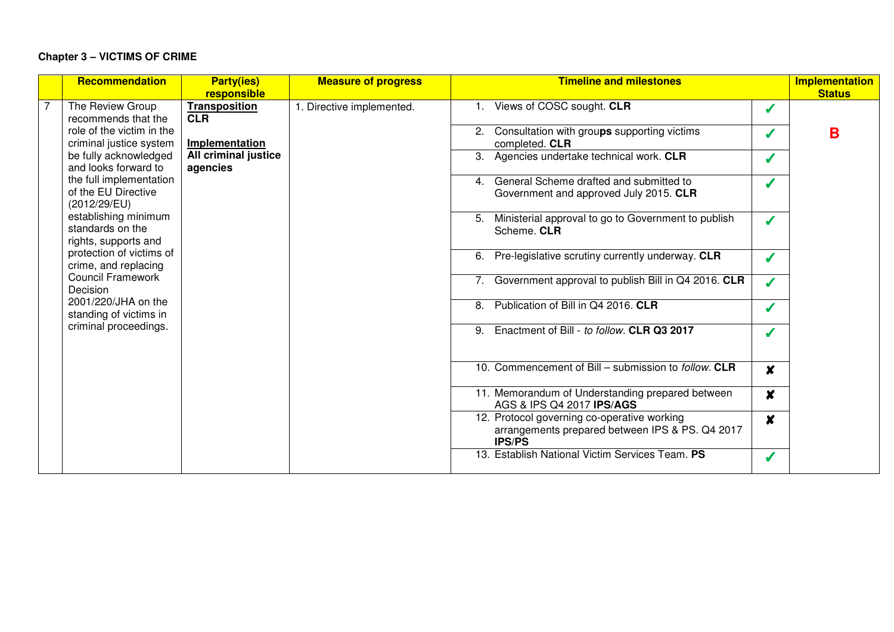**Chapter 3 – VICTIMS OF CRIME**

| | Recommendation | Party(ies) responsible | Measure of progress | Timeline and milestones | | Implementation Status |
|---|---|---|---|---|---|---|
| 7 | The Review Group recommends that the role of the victim in the criminal justice system be fully acknowledged and looks forward to the full implementation of the EU Directive (2012/29/EU) establishing minimum standards on the rights, supports and protection of victims of crime, and replacing Council Framework Decision 2001/220/JHA on the standing of victims in criminal proceedings. | <u>**Transposition**</u><br>**CLR**<br><br><u>**Implementation**</u><br>**All criminal justice agencies** | 1. Directive implemented. | 1. Views of COSC sought. **CLR** | ✓ | **B** |
| | | | | 2. Consultation with grou**ps** supporting victims completed. **CLR** | ✓ | |
| | | | | 3. Agencies undertake technical work. **CLR** | ✓ | |
| | | | | 4. General Scheme drafted and submitted to Government and approved July 2015. **CLR** | ✓ | |
| | | | | 5. Ministerial approval to go to Government to publish Scheme. **CLR** | ✓ | |
| | | | | 6. Pre-legislative scrutiny currently underway. **CLR** | ✓ | |
| | | | | 7. Government approval to publish Bill in Q4 2016. **CLR** | ✓ | |
| | | | | 8. Publication of Bill in Q4 2016. **CLR** | ✓ | |
| | | | | 9. Enactment of Bill - *to follow.* **CLR Q3 2017** | ✓ | |
| | | | | 10. Commencement of Bill – submission to *follow.* **CLR** | ✘ | |
| | | | | 11. Memorandum of Understanding prepared between AGS & IPS Q4 2017 **IPS/AGS** | ✘ | |
| | | | | 12. Protocol governing co-operative working arrangements prepared between IPS & PS. Q4 2017 **IPS/PS** | ✘ | |
| | | | | 13. Establish National Victim Services Team. **PS** | ✓ | |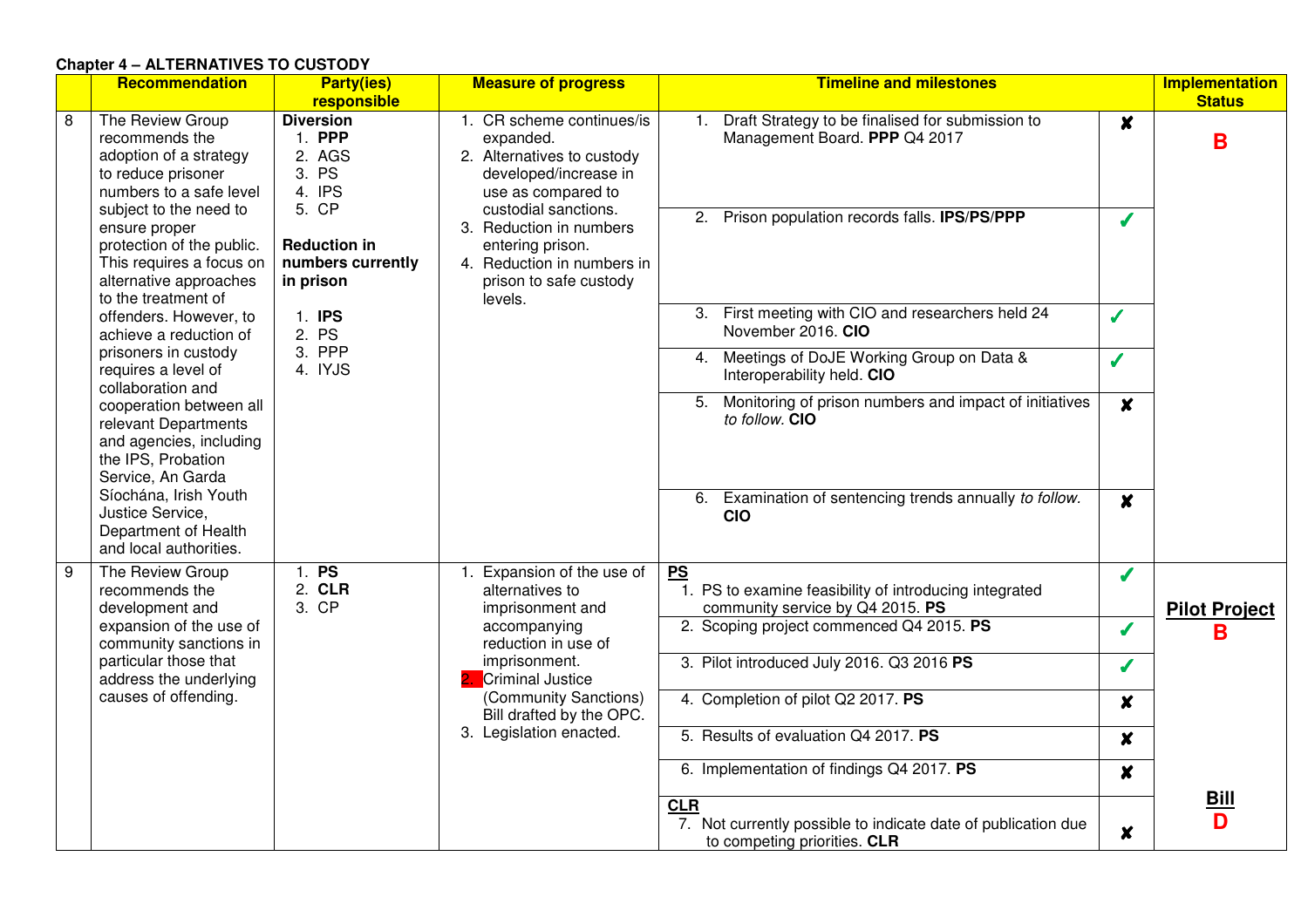**Chapter 4 – ALTERNATIVES TO CUSTODY**

| | Recommendation | Party(ies) responsible | Measure of progress | Timeline and milestones | | Implementation Status |
|---|---|---|---|---|---|---|
| 8 | The Review Group recommends the adoption of a strategy to reduce prisoner numbers to a safe level subject to the need to ensure proper protection of the public. This requires a focus on alternative approaches to the treatment of offenders. However, to achieve a reduction of prisoners in custody requires a level of collaboration and cooperation between all relevant Departments and agencies, including the IPS, Probation Service, An Garda Síochána, Irish Youth Justice Service, Department of Health and local authorities. | **Diversion**<br>1. **PPP**<br>2. AGS<br>3. PS<br>4. IPS<br>5. CP<br><br>**Reduction in numbers currently in prison**<br>1. **IPS**<br>2. PS<br>3. PPP<br>4. IYJS | 1. CR scheme continues/is expanded.<br>2. Alternatives to custody developed/increase in use as compared to custodial sanctions.<br>3. Reduction in numbers entering prison.<br>4. Reduction in numbers in prison to safe custody levels. | 1. Draft Strategy to be finalised for submission to Management Board. **PPP** Q4 2017 | ✘ | **B** |
| | | | | 2. Prison population records falls. **IPS**/**PS**/**PPP** | ✓ | |
| | | | | 3. First meeting with CIO and researchers held 24 November 2016. **CIO** | ✓ | |
| | | | | 4. Meetings of DoJE Working Group on Data & Interoperability held. **CIO** | ✓ | |
| | | | | 5. Monitoring of prison numbers and impact of initiatives *to follow*. **CIO** | ✘ | |
| | | | | 6. Examination of sentencing trends annually *to follow.* **CIO** | ✘ | |
| 9 | The Review Group recommends the development and expansion of the use of community sanctions in particular those that address the underlying causes of offending. | 1. **PS**<br>2. **CLR**<br>3. CP | 1. Expansion of the use of alternatives to imprisonment and accompanying reduction in use of imprisonment.<br>2. Criminal Justice (Community Sanctions) Bill drafted by the OPC.<br>3. Legislation enacted. | **PS**<br>1. PS to examine feasibility of introducing integrated community service by Q4 2015. **PS** | ✓ | **Pilot Project**<br>**B** |
| | | | | 2. Scoping project commenced Q4 2015. **PS** | ✓ | |
| | | | | 3. Pilot introduced July 2016. Q3 2016 **PS** | ✓ | |
| | | | | 4. Completion of pilot Q2 2017. **PS** | ✘ | |
| | | | | 5. Results of evaluation Q4 2017. **PS** | ✘ | |
| | | | | 6. Implementation of findings Q4 2017. **PS** | ✘ | |
| | | | | **CLR**<br>7. Not currently possible to indicate date of publication due to competing priorities. **CLR** | ✘ | **Bill**<br>**D** |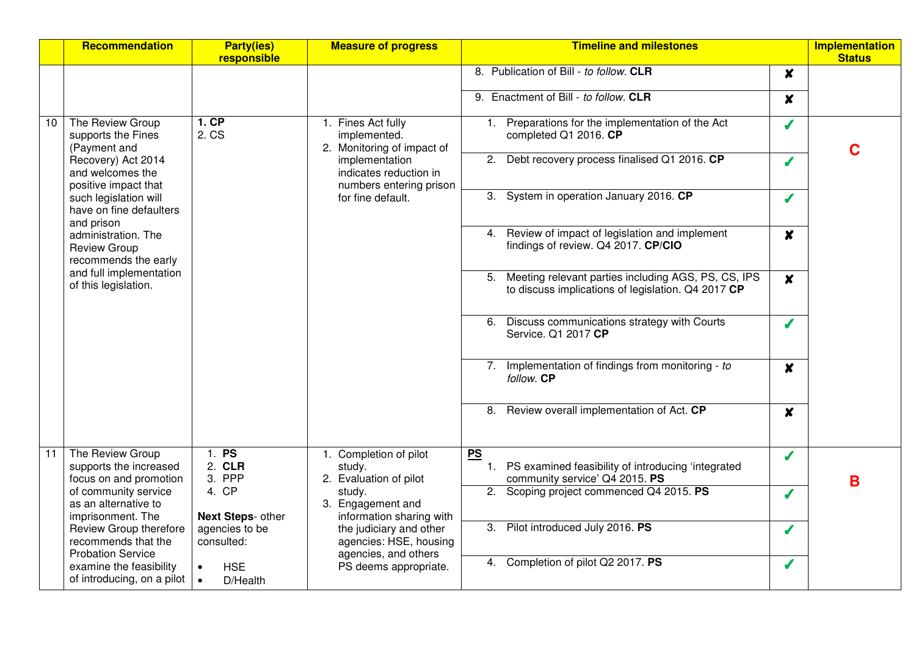| | Recommendation | Party(ies) responsible | Measure of progress | Timeline and milestones | | Implementation Status |
|---|---|---|---|---|---|---|
| | | | | 8. Publication of Bill - *to follow.* **CLR** | ✘ | |
| | | | | 9. Enactment of Bill - *to follow.* **CLR** | ✘ | |
| 10 | The Review Group supports the Fines (Payment and Recovery) Act 2014 and welcomes the positive impact that such legislation will have on fine defaulters and prison administration. The Review Group recommends the early and full implementation of this legislation. | **1. CP**<br>2. CS | 1. Fines Act fully implemented.<br>2. Monitoring of impact of implementation indicates reduction in numbers entering prison for fine default. | 1. Preparations for the implementation of the Act completed Q1 2016. **CP** | ✓ | **C** |
| | | | | 2. Debt recovery process finalised Q1 2016. **CP** | ✓ | |
| | | | | 3. System in operation January 2016. **CP** | ✓ | |
| | | | | 4. Review of impact of legislation and implement findings of review. Q4 2017. **CP/CIO** | ✘ | |
| | | | | 5. Meeting relevant parties including AGS, PS, CS, IPS to discuss implications of legislation. Q4 2017 **CP** | ✘ | |
| | | | | 6. Discuss communications strategy with Courts Service. Q1 2017 **CP** | ✓ | |
| | | | | 7. Implementation of findings from monitoring - *to follow.* **CP** | ✘ | |
| | | | | 8. Review overall implementation of Act. **CP** | ✘ | |
| 11 | The Review Group supports the increased focus on and promotion of community service as an alternative to imprisonment. The Review Group therefore recommends that the Probation Service examine the feasibility of introducing, on a pilot | 1. **PS**<br>2. **CLR**<br>3. PPP<br>4. CP<br><br>**Next Steps**- other agencies to be consulted:<br><br>• HSE<br>• D/Health | 1. Completion of pilot study.<br>2. Evaluation of pilot study.<br>3. Engagement and information sharing with the judiciary and other agencies: HSE, housing agencies, and others PS deems appropriate. | **PS**<br>1. PS examined feasibility of introducing 'integrated community service' Q4 2015. **PS** | ✓ | **B** |
| | | | | 2. Scoping project commenced Q4 2015. **PS** | ✓ | |
| | | | | 3. Pilot introduced July 2016. **PS** | ✓ | |
| | | | | 4. Completion of pilot Q2 2017. **PS** | ✓ | |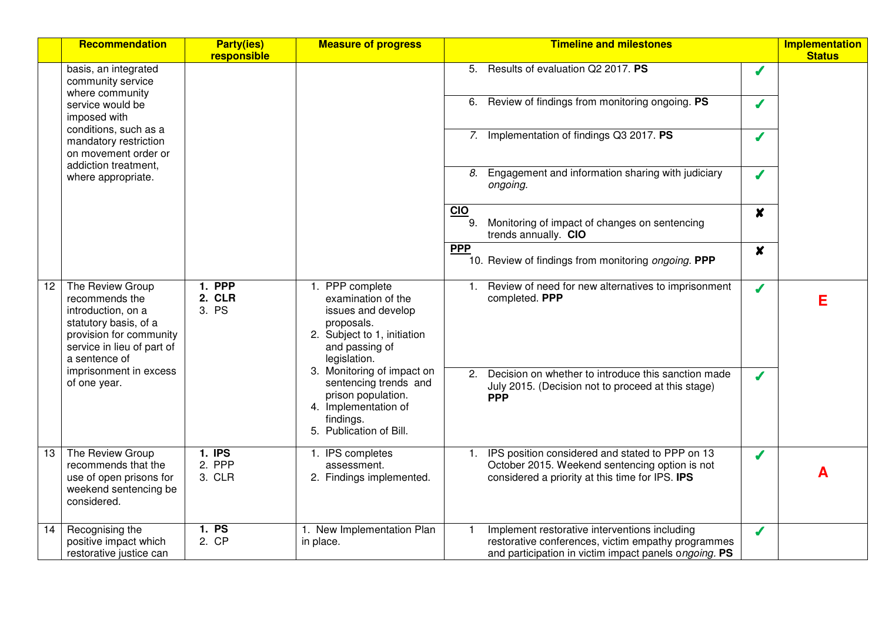| | Recommendation | Party(ies) responsible | Measure of progress | Timeline and milestones | | Implementation Status |
|---|---|---|---|---|---|---|
| | basis, an integrated community service where community service would be imposed with conditions, such as a mandatory restriction on movement order or addiction treatment, where appropriate. | | | 5. Results of evaluation Q2 2017. **PS** | ✓ | |
| | | | | 6. Review of findings from monitoring ongoing. **PS** | ✓ | |
| | | | | *7.* Implementation of findings Q3 2017. **PS** | ✓ | |
| | | | | *8.* Engagement and information sharing with judiciary *ongoing.* | ✓ | |
| | | | | **CIO** 9. Monitoring of impact of changes on sentencing trends annually. **CIO** | ✘ | |
| | | | | **PPP** 10. Review of findings from monitoring *ongoing.* **PPP** | ✘ | |
| 12 | The Review Group recommends the introduction, on a statutory basis, of a provision for community service in lieu of part of a sentence of imprisonment in excess of one year. | **1. PPP** **2. CLR** 3. PS | 1. PPP complete examination of the issues and develop proposals. 2. Subject to 1, initiation and passing of legislation. 3. Monitoring of impact on sentencing trends and prison population. 4. Implementation of findings. 5. Publication of Bill. | 1. Review of need for new alternatives to imprisonment completed. **PPP** | ✓ | **E** |
| | | | | 2. Decision on whether to introduce this sanction made July 2015. (Decision not to proceed at this stage) **PPP** | ✓ | |
| 13 | The Review Group recommends that the use of open prisons for weekend sentencing be considered. | **1. IPS** 2. PPP 3. CLR | 1. IPS completes assessment. 2. Findings implemented. | 1. IPS position considered and stated to PPP on 13 October 2015. Weekend sentencing option is not considered a priority at this time for IPS. **IPS** | ✓ | **A** |
| 14 | Recognising the positive impact which restorative justice can | **1. PS** 2. CP | 1. New Implementation Plan in place. | 1 Implement restorative interventions including restorative conferences, victim empathy programmes and participation in victim impact panels o*ngoing.* **PS** | ✓ | |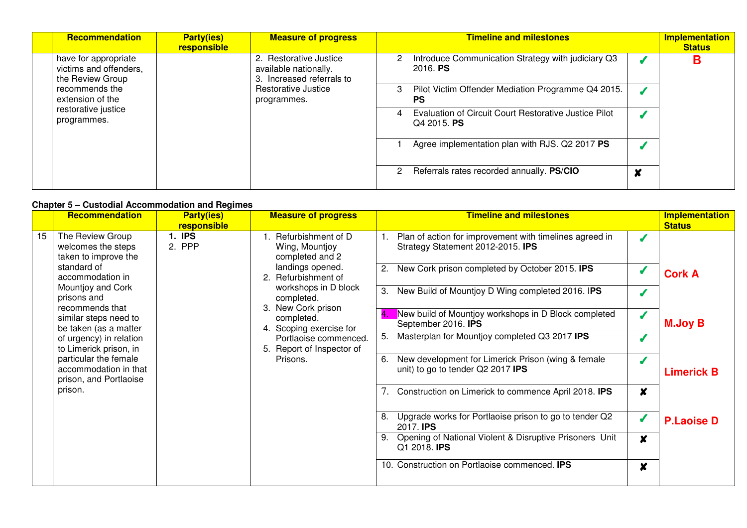| | Recommendation | Party(ies) responsible | Measure of progress | Timeline and milestones | | Implementation Status |
|---|---|---|---|---|---|---|
| | have for appropriate victims and offenders, the Review Group recommends the extension of the restorative justice programmes. | | 2. Restorative Justice available nationally.<br>3. Increased referrals to Restorative Justice programmes. | 2 Introduce Communication Strategy with judiciary Q3 2016. **PS** | ✓ | **B** |
| | | | | 3 Pilot Victim Offender Mediation Programme Q4 2015. **PS** | ✓ | |
| | | | | 4 Evaluation of Circuit Court Restorative Justice Pilot Q4 2015. **PS** | ✓ | |
| | | | | 1 Agree implementation plan with RJS. Q2 2017 **PS** | ✓ | |
| | | | | 2 Referrals rates recorded annually. **PS/CIO** | ✘ | |

**Chapter 5 – Custodial Accommodation and Regimes**

| | Recommendation | Party(ies) responsible | Measure of progress | Timeline and milestones | | Implementation Status |
|---|---|---|---|---|---|---|
| 15 | The Review Group welcomes the steps taken to improve the standard of accommodation in Mountjoy and Cork prisons and recommends that similar steps need to be taken (as a matter of urgency) in relation to Limerick prison, in particular the female accommodation in that prison, and Portlaoise prison. | 1. **IPS**<br>2. PPP | 1. Refurbishment of D Wing, Mountjoy completed and 2 landings opened.<br>2. Refurbishment of workshops in D block completed.<br>3. New Cork prison completed.<br>4. Scoping exercise for Portlaoise commenced.<br>5. Report of Inspector of Prisons. | 1. Plan of action for improvement with timelines agreed in Strategy Statement 2012-2015. **IPS** | ✓ | |
| | | | | 2. New Cork prison completed by October 2015. **IPS** | ✓ | **Cork A** |
| | | | | 3. New Build of Mountjoy D Wing completed 2016. **IPS** | ✓ | |
| | | | | 4. New build of Mountjoy workshops in D Block completed September 2016. **IPS** | ✓ | **M.Joy B** |
| | | | | 5. Masterplan for Mountjoy completed Q3 2017 **IPS** | ✓ | |
| | | | | 6. New development for Limerick Prison (wing & female unit) to go to tender Q2 2017 **IPS** | ✓ | **Limerick B** |
| | | | | 7. Construction on Limerick to commence April 2018. **IPS** | ✘ | |
| | | | | 8. Upgrade works for Portlaoise prison to go to tender Q2 2017. **IPS** | ✓ | **P.Laoise D** |
| | | | | 9. Opening of National Violent & Disruptive Prisoners Unit Q1 2018. **IPS** | ✘ | |
| | | | | 10. Construction on Portlaoise commenced. **IPS** | ✘ | |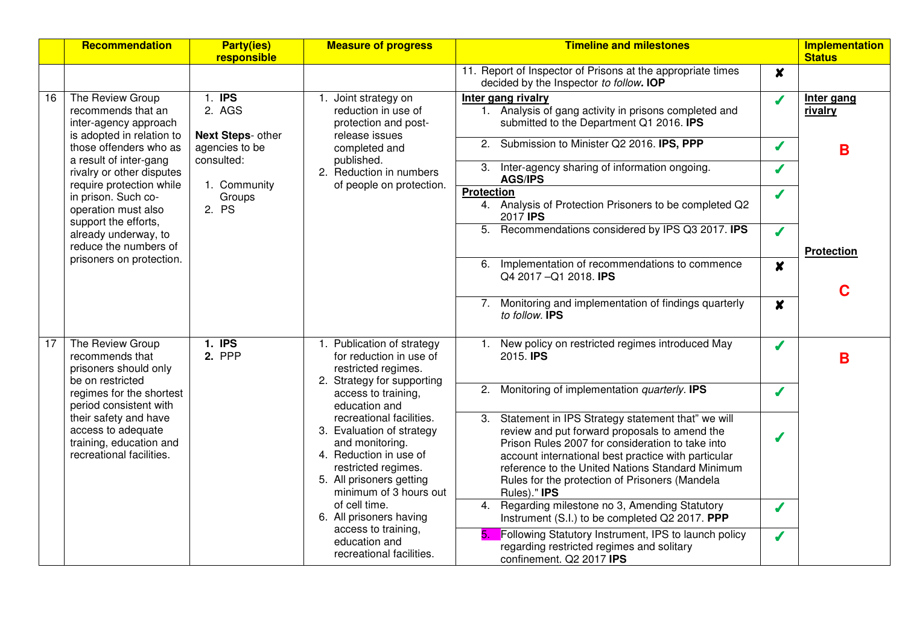| | Recommendation | Party(ies) responsible | Measure of progress | Timeline and milestones | | Implementation Status |
|---|---|---|---|---|---|---|
| | | | | 11. Report of Inspector of Prisons at the appropriate times decided by the Inspector *to follow*. **IOP** | ✘ | |
| 16 | The Review Group recommends that an inter-agency approach is adopted in relation to those offenders who as a result of inter-gang rivalry or other disputes require protection while in prison. Such co-operation must also support the efforts, already underway, to reduce the numbers of prisoners on protection. | 1. **IPS**<br>2. AGS<br><br>**Next Steps**- other agencies to be consulted:<br><br>1. Community Groups<br>2. PS | 1. Joint strategy on reduction in use of protection and post-release issues completed and published.<br>2. Reduction in numbers of people on protection. | **Inter gang rivalry**<br>1. Analysis of gang activity in prisons completed and submitted to the Department Q1 2016. **IPS** | ✓ | **Inter gang rivalry**<br><br>**B** |
| | | | | 2. Submission to Minister Q2 2016. **IPS, PPP** | ✓ | |
| | | | | 3. Inter-agency sharing of information ongoing. **AGS/IPS** | ✓ | |
| | | | | **Protection**<br>4. Analysis of Protection Prisoners to be completed Q2 2017 **IPS** | ✓ | |
| | | | | 5. Recommendations considered by IPS Q3 2017. **IPS** | ✓ | **Protection**<br><br>**C** |
| | | | | 6. Implementation of recommendations to commence Q4 2017 –Q1 2018. **IPS** | ✘ | |
| | | | | 7. Monitoring and implementation of findings quarterly *to follow*. **IPS** | ✘ | |
| 17 | The Review Group recommends that prisoners should only be on restricted regimes for the shortest period consistent with their safety and have access to adequate training, education and recreational facilities. | **1. IPS**<br>**2.** PPP | 1. Publication of strategy for reduction in use of restricted regimes.<br>2. Strategy for supporting access to training, education and recreational facilities.<br>3. Evaluation of strategy and monitoring.<br>4. Reduction in use of restricted regimes.<br>5. All prisoners getting minimum of 3 hours out of cell time.<br>6. All prisoners having access to training, education and recreational facilities. | 1. New policy on restricted regimes introduced May 2015. **IPS** | ✓ | **B** |
| | | | | 2. Monitoring of implementation *quarterly*. **IPS** | ✓ | |
| | | | | 3. Statement in IPS Strategy statement that" we will review and put forward proposals to amend the Prison Rules 2007 for consideration to take into account international best practice with particular reference to the United Nations Standard Minimum Rules for the protection of Prisoners (Mandela Rules)." **IPS** | ✓ | |
| | | | | 4. Regarding milestone no 3, Amending Statutory Instrument (S.I.) to be completed Q2 2017. **PPP** | ✓ | |
| | | | | 5. Following Statutory Instrument, IPS to launch policy regarding restricted regimes and solitary confinement. Q2 2017 **IPS** | ✓ | |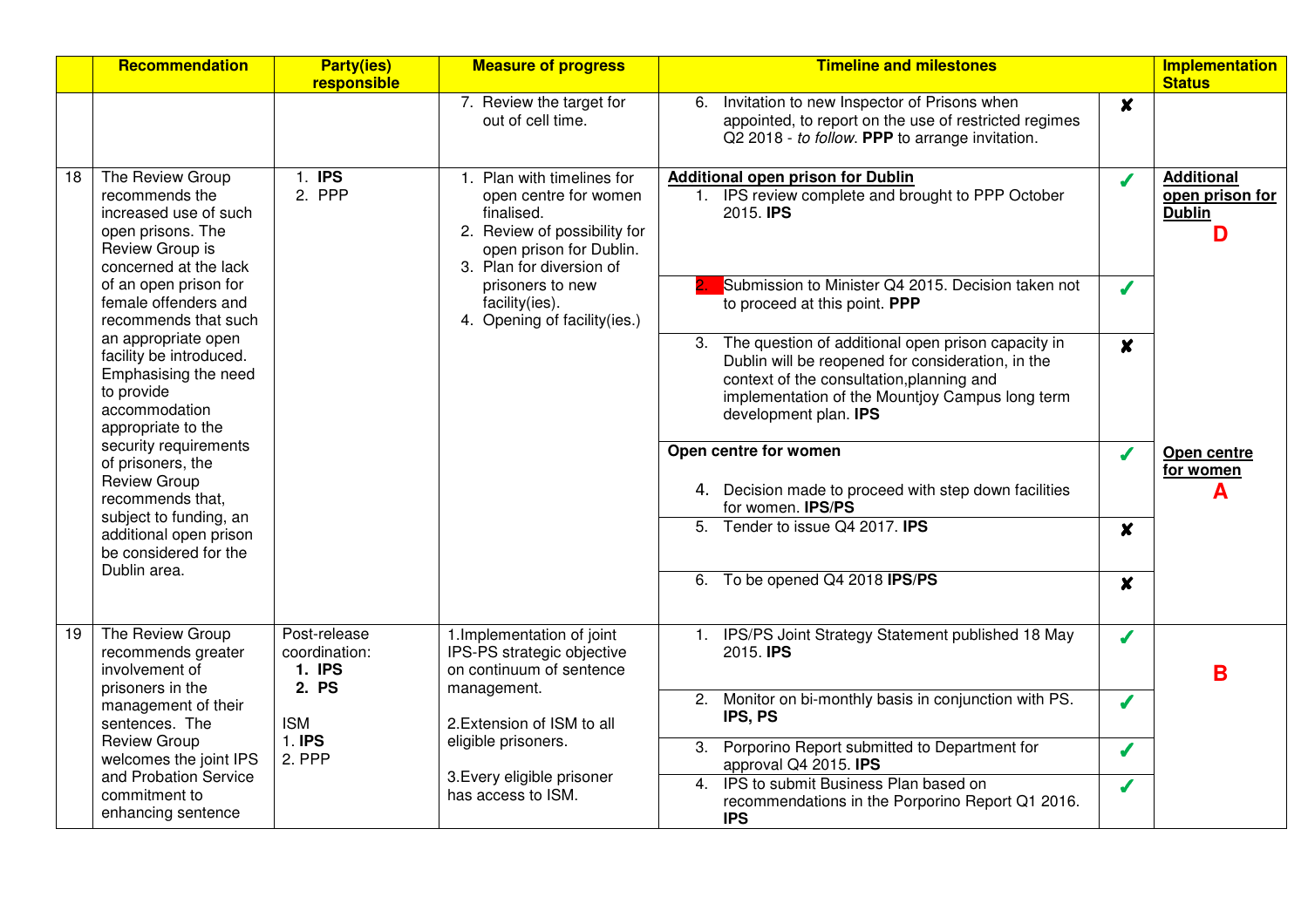| | Recommendation | Party(ies) responsible | Measure of progress | Timeline and milestones | | Implementation Status |
|---|---|---|---|---|---|---|
| | | | 7. Review the target for out of cell time. | 6. Invitation to new Inspector of Prisons when appointed, to report on the use of restricted regimes Q2 2018 - *to follow*. **PPP** to arrange invitation. | ✘ | |
| 18 | The Review Group recommends the increased use of such open prisons. The Review Group is concerned at the lack of an open prison for female offenders and recommends that such an appropriate open facility be introduced. Emphasising the need to provide accommodation appropriate to the security requirements of prisoners, the Review Group recommends that, subject to funding, an additional open prison be considered for the Dublin area. | 1. **IPS**<br>2. PPP | 1. Plan with timelines for open centre for women finalised.<br>2. Review of possibility for open prison for Dublin.<br>3. Plan for diversion of prisoners to new facility(ies).<br>4. Opening of facility(ies.) | **Additional open prison for Dublin**<br>1. IPS review complete and brought to PPP October 2015. **IPS** | ✔ | **Additional open prison for Dublin**<br>**D** |
| | | | | 2. Submission to Minister Q4 2015. Decision taken not to proceed at this point. **PPP** | ✔ | |
| | | | | 3. The question of additional open prison capacity in Dublin will be reopened for consideration, in the context of the consultation,planning and implementation of the Mountjoy Campus long term development plan. **IPS** | ✘ | |
| | | | | **Open centre for women**<br>4. Decision made to proceed with step down facilities for women. **IPS/PS** | ✔ | **Open centre for women**<br>**A** |
| | | | | 5. Tender to issue Q4 2017. **IPS** | ✘ | |
| | | | | 6. To be opened Q4 2018 **IPS/PS** | ✘ | |
| 19 | The Review Group recommends greater involvement of prisoners in the management of their sentences. The Review Group welcomes the joint IPS and Probation Service commitment to enhancing sentence | Post-release coordination:<br>1. **IPS**<br>2. **PS**<br><br>ISM<br>1. **IPS**<br>2. PPP | 1.Implementation of joint IPS-PS strategic objective on continuum of sentence management.<br><br>2.Extension of ISM to all eligible prisoners.<br><br>3.Every eligible prisoner has access to ISM. | 1. IPS/PS Joint Strategy Statement published 18 May 2015. **IPS** | ✔ | **B** |
| | | | | 2. Monitor on bi-monthly basis in conjunction with PS. **IPS, PS** | ✔ | |
| | | | | 3. Porporino Report submitted to Department for approval Q4 2015. **IPS** | ✔ | |
| | | | | 4. IPS to submit Business Plan based on recommendations in the Porporino Report Q1 2016. **IPS** | ✔ | |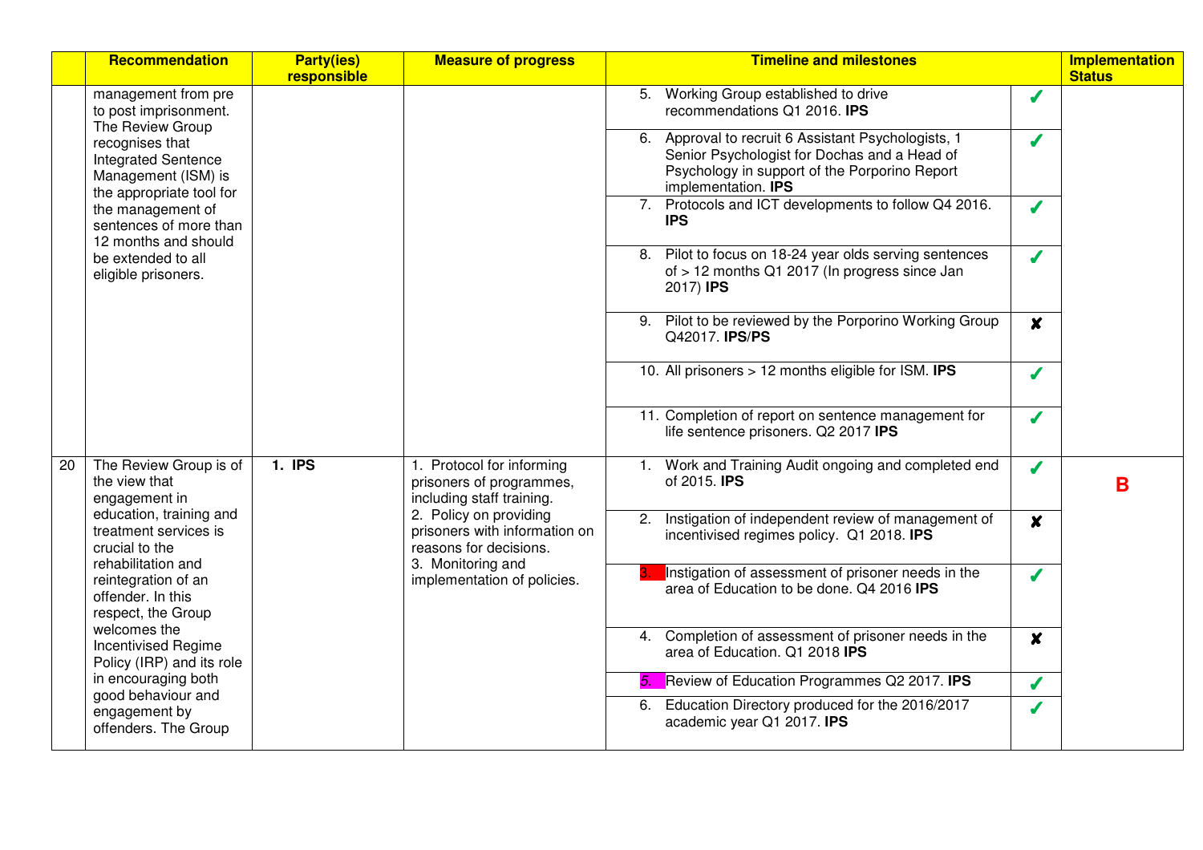| | Recommendation | Party(ies) responsible | Measure of progress | Timeline and milestones | | Implementation Status |
|---|---|---|---|---|---|---|
| | management from pre to post imprisonment. The Review Group recognises that Integrated Sentence Management (ISM) is the appropriate tool for the management of sentences of more than 12 months and should be extended to all eligible prisoners. | | | 5. Working Group established to drive recommendations Q1 2016. **IPS** | ✓ | |
| | | | | 6. Approval to recruit 6 Assistant Psychologists, 1 Senior Psychologist for Dochas and a Head of Psychology in support of the Porporino Report implementation. **IPS** | ✓ | |
| | | | | 7. Protocols and ICT developments to follow Q4 2016. **IPS** | ✓ | |
| | | | | 8. Pilot to focus on 18-24 year olds serving sentences of > 12 months Q1 2017 (In progress since Jan 2017) **IPS** | ✓ | |
| | | | | 9. Pilot to be reviewed by the Porporino Working Group Q42017. **IPS**/**PS** | ✘ | |
| | | | | 10. All prisoners > 12 months eligible for ISM. **IPS** | ✓ | |
| | | | | 11. Completion of report on sentence management for life sentence prisoners. Q2 2017 **IPS** | ✓ | |
| 20 | The Review Group is of the view that engagement in education, training and treatment services is crucial to the rehabilitation and reintegration of an offender. In this respect, the Group welcomes the Incentivised Regime Policy (IRP) and its role in encouraging both good behaviour and engagement by offenders. The Group | **1. IPS** | 1. Protocol for informing prisoners of programmes, including staff training.<br>2. Policy on providing prisoners with information on reasons for decisions.<br>3. Monitoring and implementation of policies. | 1. Work and Training Audit ongoing and completed end of 2015. **IPS** | ✓ | **B** |
| | | | | 2. Instigation of independent review of management of incentivised regimes policy. Q1 2018. **IPS** | ✘ | |
| | | | | 3. Instigation of assessment of prisoner needs in the area of Education to be done. Q4 2016 **IPS** | ✓ | |
| | | | | 4. Completion of assessment of prisoner needs in the area of Education. Q1 2018 **IPS** | ✘ | |
| | | | | 5. Review of Education Programmes Q2 2017. **IPS** | ✓ | |
| | | | | 6. Education Directory produced for the 2016/2017 academic year Q1 2017. **IPS** | ✓ | |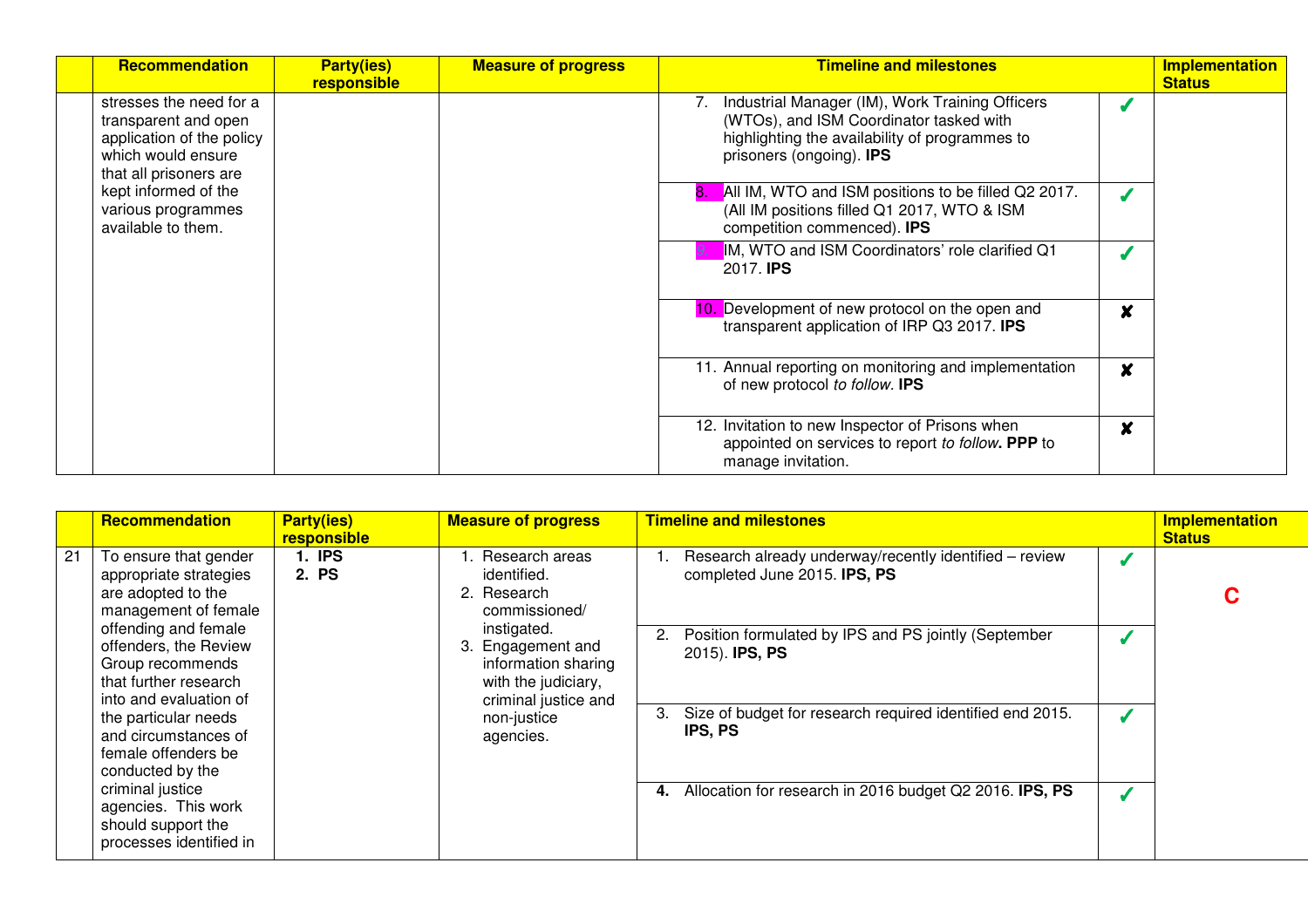| | Recommendation | Party(ies) responsible | Measure of progress | Timeline and milestones | | Implementation Status |
|---|---|---|---|---|---|---|
| | stresses the need for a transparent and open application of the policy which would ensure that all prisoners are kept informed of the various programmes available to them. | | | 7. Industrial Manager (IM), Work Training Officers (WTOs), and ISM Coordinator tasked with highlighting the availability of programmes to prisoners (ongoing). **IPS** | ✓ | |
| | | | | 8. All IM, WTO and ISM positions to be filled Q2 2017. (All IM positions filled Q1 2017, WTO & ISM competition commenced). **IPS** | ✓ | |
| | | | | 9. IM, WTO and ISM Coordinators' role clarified Q1 2017. **IPS** | ✓ | |
| | | | | 10. Development of new protocol on the open and transparent application of IRP Q3 2017. **IPS** | ✘ | |
| | | | | 11. Annual reporting on monitoring and implementation of new protocol *to follow*. **IPS** | ✘ | |
| | | | | 12. Invitation to new Inspector of Prisons when appointed on services to report *to follow***. PPP** to manage invitation. | ✘ | |

| | Recommendation | Party(ies) responsible | Measure of progress | Timeline and milestones | | Implementation Status |
|---|---|---|---|---|---|---|
| 21 | To ensure that gender appropriate strategies are adopted to the management of female offending and female offenders, the Review Group recommends that further research into and evaluation of the particular needs and circumstances of female offenders be conducted by the criminal justice agencies. This work should support the processes identified in | **1. IPS**<br>**2. PS** | 1. Research areas identified.<br>2. Research commissioned/ instigated.<br>3. Engagement and information sharing with the judiciary, criminal justice and non-justice agencies. | 1. Research already underway/recently identified – review completed June 2015. **IPS, PS** | ✓ | C |
| | | | | 2. Position formulated by IPS and PS jointly (September 2015). **IPS, PS** | ✓ | |
| | | | | 3. Size of budget for research required identified end 2015. **IPS, PS** | ✓ | |
| | | | | **4.** Allocation for research in 2016 budget Q2 2016. **IPS, PS** | ✓ | |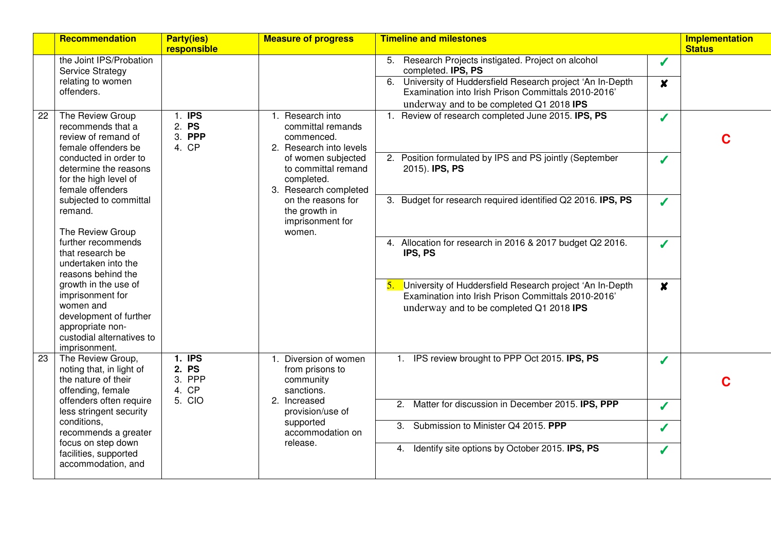|  | Recommendation | Party(ies) responsible | Measure of progress | Timeline and milestones | | Implementation Status |
|---|---|---|---|---|---|---|
|  | the Joint IPS/Probation Service Strategy relating to women offenders. |  |  | 5. Research Projects instigated. Project on alcohol completed. **IPS, PS** | ✓ |  |
|  |  |  |  | 6. University of Huddersfield Research project 'An In-Depth Examination into Irish Prison Committals 2010-2016' underway and to be completed Q1 2018 **IPS** | ✘ |  |
| 22 | The Review Group recommends that a review of remand of female offenders be conducted in order to determine the reasons for the high level of female offenders subjected to committal remand.<br><br>The Review Group further recommends that research be undertaken into the reasons behind the growth in the use of imprisonment for women and development of further appropriate non-custodial alternatives to imprisonment. | 1. **IPS**<br>2. **PS**<br>3. **PPP**<br>4. CP | 1. Research into committal remands commenced.<br>2. Research into levels of women subjected to committal remand completed.<br>3. Research completed on the reasons for the growth in imprisonment for women. | 1. Review of research completed June 2015. **IPS, PS** | ✓ | C |
|  |  |  |  | 2. Position formulated by IPS and PS jointly (September 2015). **IPS, PS** | ✓ |  |
|  |  |  |  | 3. Budget for research required identified Q2 2016. **IPS, PS** | ✓ |  |
|  |  |  |  | 4. Allocation for research in 2016 & 2017 budget Q2 2016. **IPS, PS** | ✓ |  |
|  |  |  |  | 5. University of Huddersfield Research project 'An In-Depth Examination into Irish Prison Committals 2010-2016' underway and to be completed Q1 2018 **IPS** | ✘ |  |
| 23 | The Review Group, noting that, in light of the nature of their offending, female offenders often require less stringent security conditions, recommends a greater focus on step down facilities, supported accommodation, and | 1. **IPS**<br>2. **PS**<br>3. PPP<br>4. CP<br>5. CIO | 1. Diversion of women from prisons to community sanctions.<br>2. Increased provision/use of supported accommodation on release. | 1. IPS review brought to PPP Oct 2015. **IPS, PS** | ✓ | C |
|  |  |  |  | 2. Matter for discussion in December 2015. **IPS, PPP** | ✓ |  |
|  |  |  |  | 3. Submission to Minister Q4 2015. **PPP** | ✓ |  |
|  |  |  |  | 4. Identify site options by October 2015. **IPS, PS** | ✓ |  |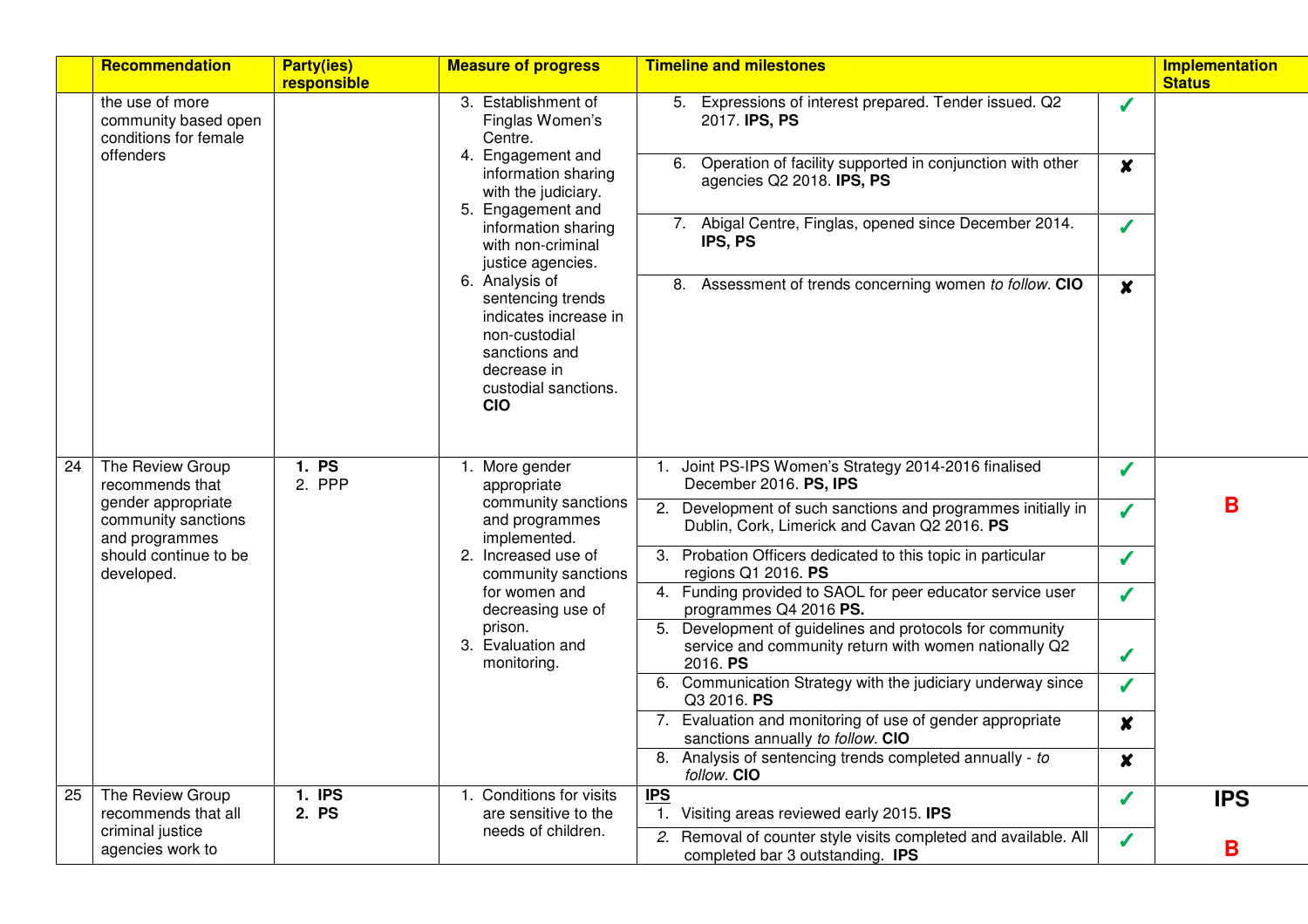| | Recommendation | Party(ies) responsible | Measure of progress | Timeline and milestones | | Implementation Status |
|---|---|---|---|---|---|---|
| | the use of more community based open conditions for female offenders | | 3. Establishment of Finglas Women's Centre.<br>4. Engagement and information sharing with the judiciary.<br>5. Engagement and information sharing with non-criminal justice agencies.<br>6. Analysis of sentencing trends indicates increase in non-custodial sanctions and decrease in custodial sanctions. **CIO** | 5. Expressions of interest prepared. Tender issued. Q2 2017. **IPS, PS** | ✓ | |
| | | | | 6. Operation of facility supported in conjunction with other agencies Q2 2018. **IPS, PS** | ✘ | |
| | | | | 7. Abigal Centre, Finglas, opened since December 2014. **IPS, PS** | ✓ | |
| | | | | 8. Assessment of trends concerning women *to follow*. **CIO** | ✘ | |
| 24 | The Review Group recommends that gender appropriate community sanctions and programmes should continue to be developed. | 1. **PS**<br>2. PPP | 1. More gender appropriate community sanctions and programmes implemented.<br>2. Increased use of community sanctions for women and decreasing use of prison.<br>3. Evaluation and monitoring. | 1. Joint PS-IPS Women's Strategy 2014-2016 finalised December 2016. **PS, IPS** | ✓ | **B** |
| | | | | 2. Development of such sanctions and programmes initially in Dublin, Cork, Limerick and Cavan Q2 2016. **PS** | ✓ | |
| | | | | 3. Probation Officers dedicated to this topic in particular regions Q1 2016. **PS** | ✓ | |
| | | | | 4. Funding provided to SAOL for peer educator service user programmes Q4 2016 **PS.** | ✓ | |
| | | | | 5. Development of guidelines and protocols for community service and community return with women nationally Q2 2016. **PS** | ✓ | |
| | | | | 6. Communication Strategy with the judiciary underway since Q3 2016. **PS** | ✓ | |
| | | | | 7. Evaluation and monitoring of use of gender appropriate sanctions annually *to follow*. **CIO** | ✘ | |
| | | | | 8. Analysis of sentencing trends completed annually - *to follow*. **CIO** | ✘ | |
| 25 | The Review Group recommends that all criminal justice agencies work to | 1. **IPS**<br>2. **PS** | 1. Conditions for visits are sensitive to the needs of children. | **IPS**<br>1. Visiting areas reviewed early 2015. **IPS** | ✓ | **IPS** |
| | | | | *2.* Removal of counter style visits completed and available. All completed bar 3 outstanding. **IPS** | ✓ | **B** |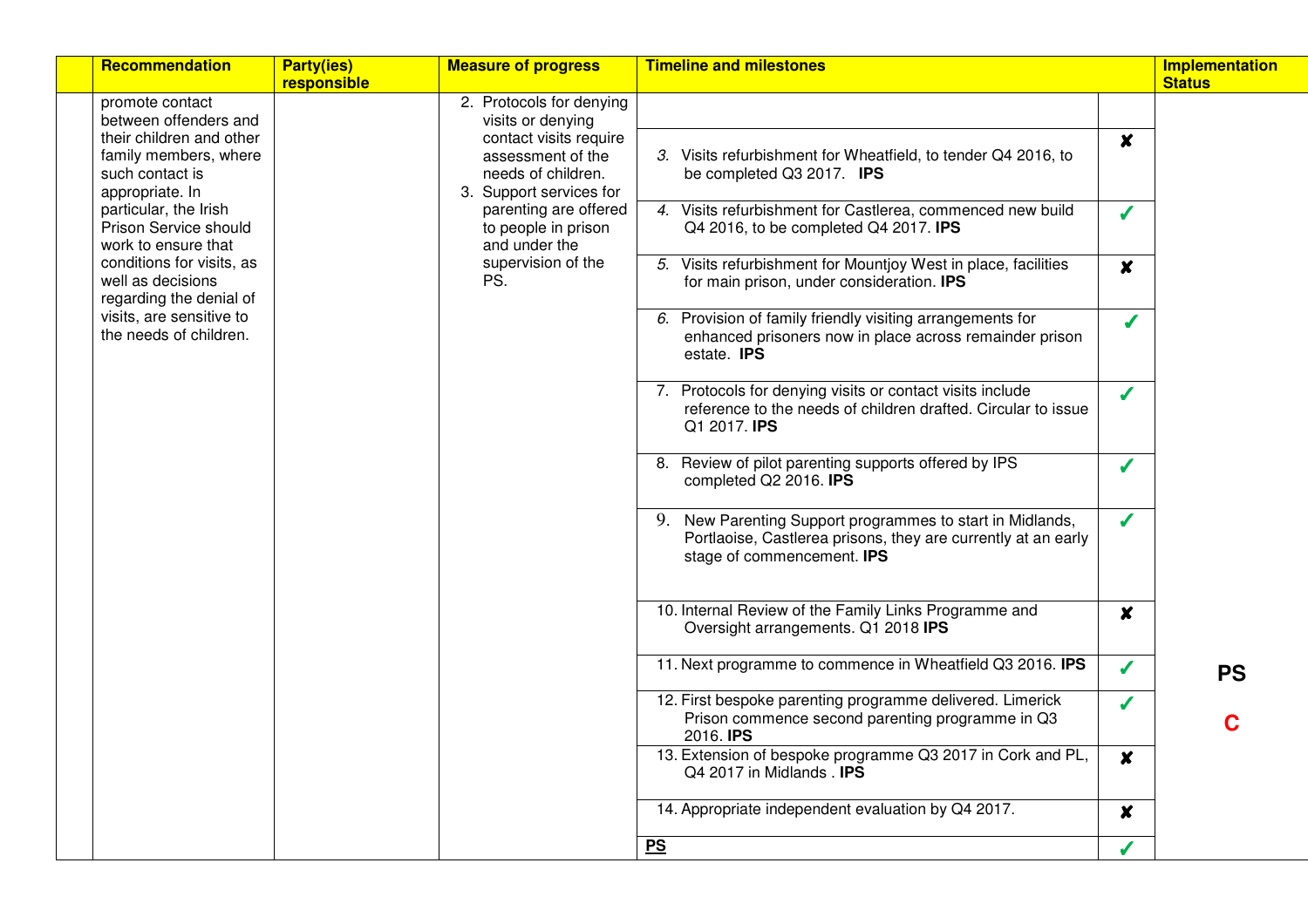| | Recommendation | Party(ies) responsible | Measure of progress | Timeline and milestones | | Implementation Status |
|---|---|---|---|---|---|---|
| | promote contact between offenders and their children and other family members, where such contact is appropriate. In particular, the Irish Prison Service should work to ensure that conditions for visits, as well as decisions regarding the denial of visits, are sensitive to the needs of children. | | 2. Protocols for denying visits or denying contact visits require assessment of the needs of children.<br>3. Support services for parenting are offered to people in prison and under the supervision of the PS. | | | |
| | | | | 3. Visits refurbishment for Wheatfield, to tender Q4 2016, to be completed Q3 2017. **IPS** | ✘ | |
| | | | | 4. Visits refurbishment for Castlerea, commenced new build Q4 2016, to be completed Q4 2017. **IPS** | ✓ | |
| | | | | 5. Visits refurbishment for Mountjoy West in place, facilities for main prison, under consideration. **IPS** | ✘ | |
| | | | | 6. Provision of family friendly visiting arrangements for enhanced prisoners now in place across remainder prison estate. **IPS** | ✓ | |
| | | | | 7. Protocols for denying visits or contact visits include reference to the needs of children drafted. Circular to issue Q1 2017. **IPS** | ✓ | |
| | | | | 8. Review of pilot parenting supports offered by IPS completed Q2 2016. **IPS** | ✓ | |
| | | | | 9. New Parenting Support programmes to start in Midlands, Portlaoise, Castlerea prisons, they are currently at an early stage of commencement. **IPS** | ✓ | |
| | | | | 10. Internal Review of the Family Links Programme and Oversight arrangements. Q1 2018 **IPS** | ✘ | |
| | | | | 11. Next programme to commence in Wheatfield Q3 2016. **IPS** | ✓ | **PS** |
| | | | | 12. First bespoke parenting programme delivered. Limerick Prison commence second parenting programme in Q3 2016. **IPS** | ✓ | **C** |
| | | | | 13. Extension of bespoke programme Q3 2017 in Cork and PL, Q4 2017 in Midlands . **IPS** | ✘ | |
| | | | | 14. Appropriate independent evaluation by Q4 2017. | ✘ | |
| | | | | **PS** | ✓ | |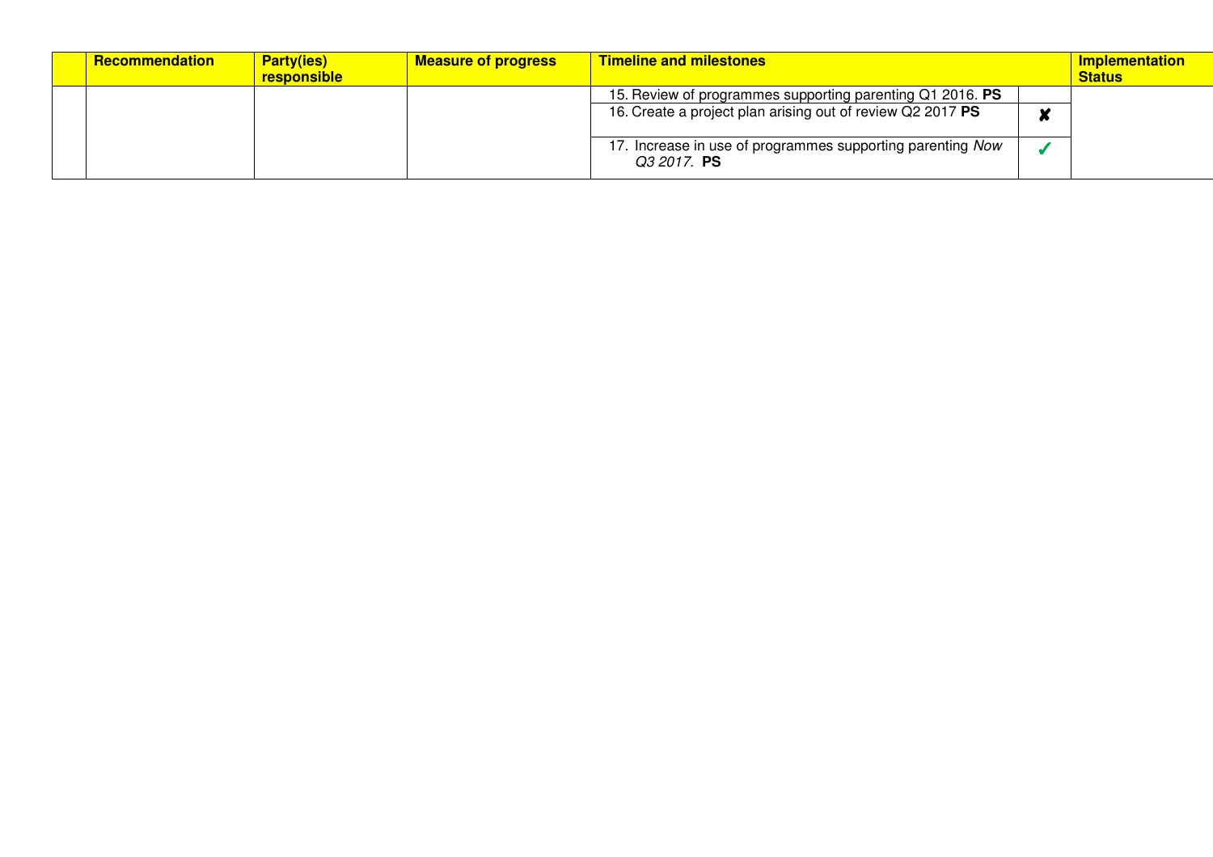| | Recommendation | Party(ies) responsible | Measure of progress | Timeline and milestones | | Implementation Status |
|---|---|---|---|---|---|---|
| | | | | 15. Review of programmes supporting parenting Q1 2016. **PS** | | |
| | | | | 16. Create a project plan arising out of review Q2 2017 **PS** | ✘ | |
| | | | | 17. Increase in use of programmes supporting parenting *Now Q3 2017.* **PS** | ✓ | |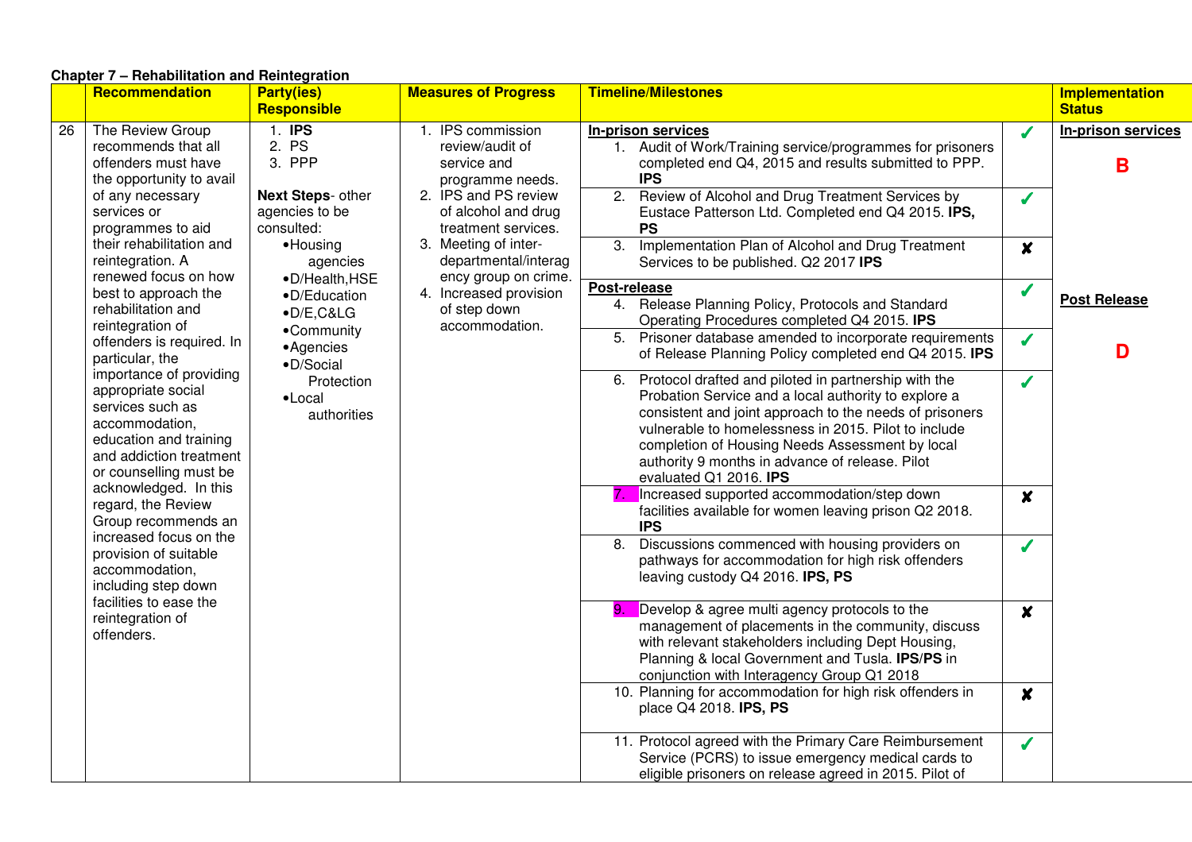**Chapter 7 – Rehabilitation and Reintegration**

| | Recommendation | Party(ies) Responsible | Measures of Progress | Timeline/Milestones | | Implementation Status |
|---|---|---|---|---|---|---|
| 26 | The Review Group recommends that all offenders must have the opportunity to avail of any necessary services or programmes to aid their rehabilitation and reintegration. A renewed focus on how best to approach the rehabilitation and reintegration of offenders is required. In particular, the importance of providing appropriate social services such as accommodation, education and training and addiction treatment or counselling must be acknowledged. In this regard, the Review Group recommends an increased focus on the provision of suitable accommodation, including step down facilities to ease the reintegration of offenders. | 1. **IPS**<br>2. PS<br>3. PPP<br><br>**Next Steps**- other agencies to be consulted:<br>• Housing agencies<br>• D/Health, HSE<br>• D/Education<br>• D/E, C&LG<br>• Community<br>• Agencies<br>• D/Social Protection<br>• Local authorities | 1. IPS commission review/audit of service and programme needs.<br>2. IPS and PS review of alcohol and drug treatment services.<br>3. Meeting of inter-departmental/interagency group on crime.<br>4. Increased provision of step down accommodation. | **In-prison services**<br>1. Audit of Work/Training service/programmes for prisoners completed end Q4, 2015 and results submitted to PPP. **IPS** | ✓ | **In-prison services**<br><br>**B** |
| | | | | 2. Review of Alcohol and Drug Treatment Services by Eustace Patterson Ltd. Completed end Q4 2015. **IPS, PS** | ✓ | |
| | | | | 3. Implementation Plan of Alcohol and Drug Treatment Services to be published. Q2 2017 **IPS** | ✘ | |
| | | | | **Post-release**<br>4. Release Planning Policy, Protocols and Standard Operating Procedures completed Q4 2015. **IPS** | ✓ | **Post Release**<br><br>**D** |
| | | | | 5. Prisoner database amended to incorporate requirements of Release Planning Policy completed end Q4 2015. **IPS** | ✓ | |
| | | | | 6. Protocol drafted and piloted in partnership with the Probation Service and a local authority to explore a consistent and joint approach to the needs of prisoners vulnerable to homelessness in 2015. Pilot to include completion of Housing Needs Assessment by local authority 9 months in advance of release. Pilot evaluated Q1 2016. **IPS** | ✓ | |
| | | | | 7. Increased supported accommodation/step down facilities available for women leaving prison Q2 2018. **IPS** | ✘ | |
| | | | | 8. Discussions commenced with housing providers on pathways for accommodation for high risk offenders leaving custody Q4 2016. **IPS, PS** | ✓ | |
| | | | | 9. Develop & agree multi agency protocols to the management of placements in the community, discuss with relevant stakeholders including Dept Housing, Planning & local Government and Tusla. **IPS**/**PS** in conjunction with Interagency Group Q1 2018 | ✘ | |
| | | | | 10. Planning for accommodation for high risk offenders in place Q4 2018. **IPS, PS** | ✘ | |
| | | | | 11. Protocol agreed with the Primary Care Reimbursement Service (PCRS) to issue emergency medical cards to eligible prisoners on release agreed in 2015. Pilot of | ✓ | |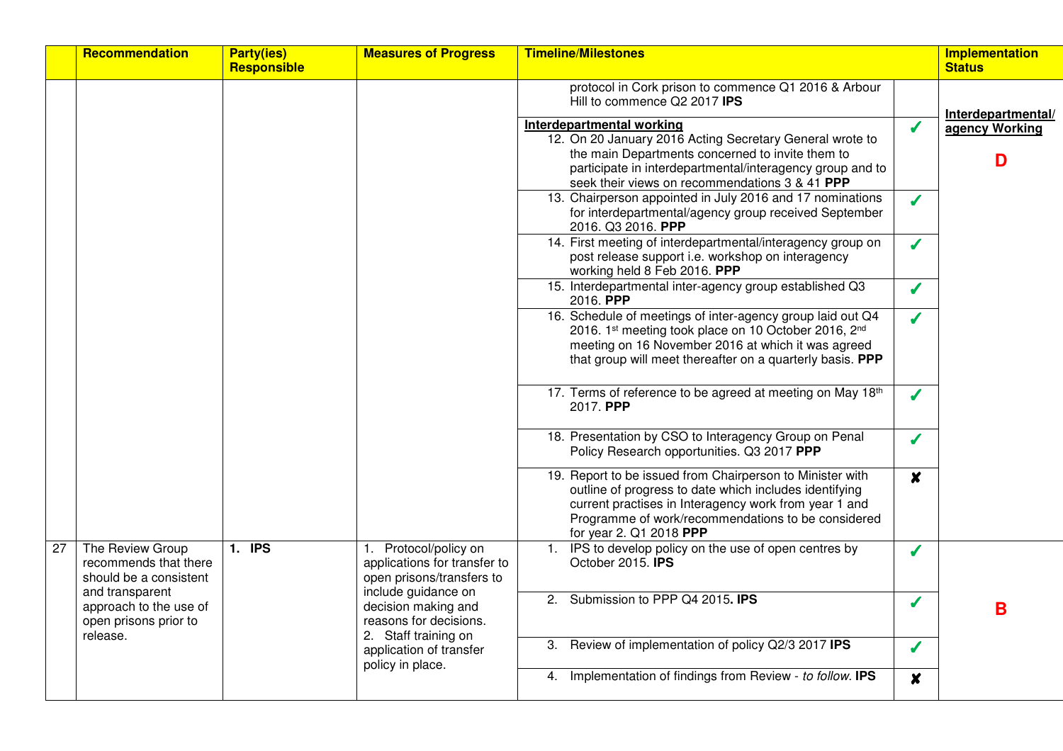| | Recommendation | Party(ies) Responsible | Measures of Progress | Timeline/Milestones | | Implementation Status |
|---|---|---|---|---|---|---|
| | | | | protocol in Cork prison to commence Q1 2016 & Arbour Hill to commence Q2 2017 **IPS** | | **Interdepartmental/ agency Working** **D** |
| | | | | **Interdepartmental working** 12. On 20 January 2016 Acting Secretary General wrote to the main Departments concerned to invite them to participate in interdepartmental/interagency group and to seek their views on recommendations 3 & 41 **PPP** | ✓ | |
| | | | | 13. Chairperson appointed in July 2016 and 17 nominations for interdepartmental/agency group received September 2016. Q3 2016. **PPP** | ✓ | |
| | | | | 14. First meeting of interdepartmental/interagency group on post release support i.e. workshop on interagency working held 8 Feb 2016. **PPP** | ✓ | |
| | | | | 15. Interdepartmental inter-agency group established Q3 2016. **PPP** | ✓ | |
| | | | | 16. Schedule of meetings of inter-agency group laid out Q4 2016. 1st meeting took place on 10 October 2016, 2nd meeting on 16 November 2016 at which it was agreed that group will meet thereafter on a quarterly basis. **PPP** | ✓ | |
| | | | | 17. Terms of reference to be agreed at meeting on May 18th 2017. **PPP** | ✓ | |
| | | | | 18. Presentation by CSO to Interagency Group on Penal Policy Research opportunities. Q3 2017 **PPP** | ✓ | |
| | | | | 19. Report to be issued from Chairperson to Minister with outline of progress to date which includes identifying current practises in Interagency work from year 1 and Programme of work/recommendations to be considered for year 2. Q1 2018 **PPP** | ✘ | |
| 27 | The Review Group recommends that there should be a consistent and transparent approach to the use of open prisons prior to release. | 1. **IPS** | 1. Protocol/policy on applications for transfer to open prisons/transfers to include guidance on decision making and reasons for decisions. 2. Staff training on application of transfer policy in place. | 1. IPS to develop policy on the use of open centres by October 2015. **IPS** | ✓ | **B** |
| | | | | 2. Submission to PPP Q4 2015**. IPS** | ✓ | |
| | | | | 3. Review of implementation of policy Q2/3 2017 **IPS** | ✓ | |
| | | | | 4. Implementation of findings from Review - *to follow*. **IPS** | ✘ | |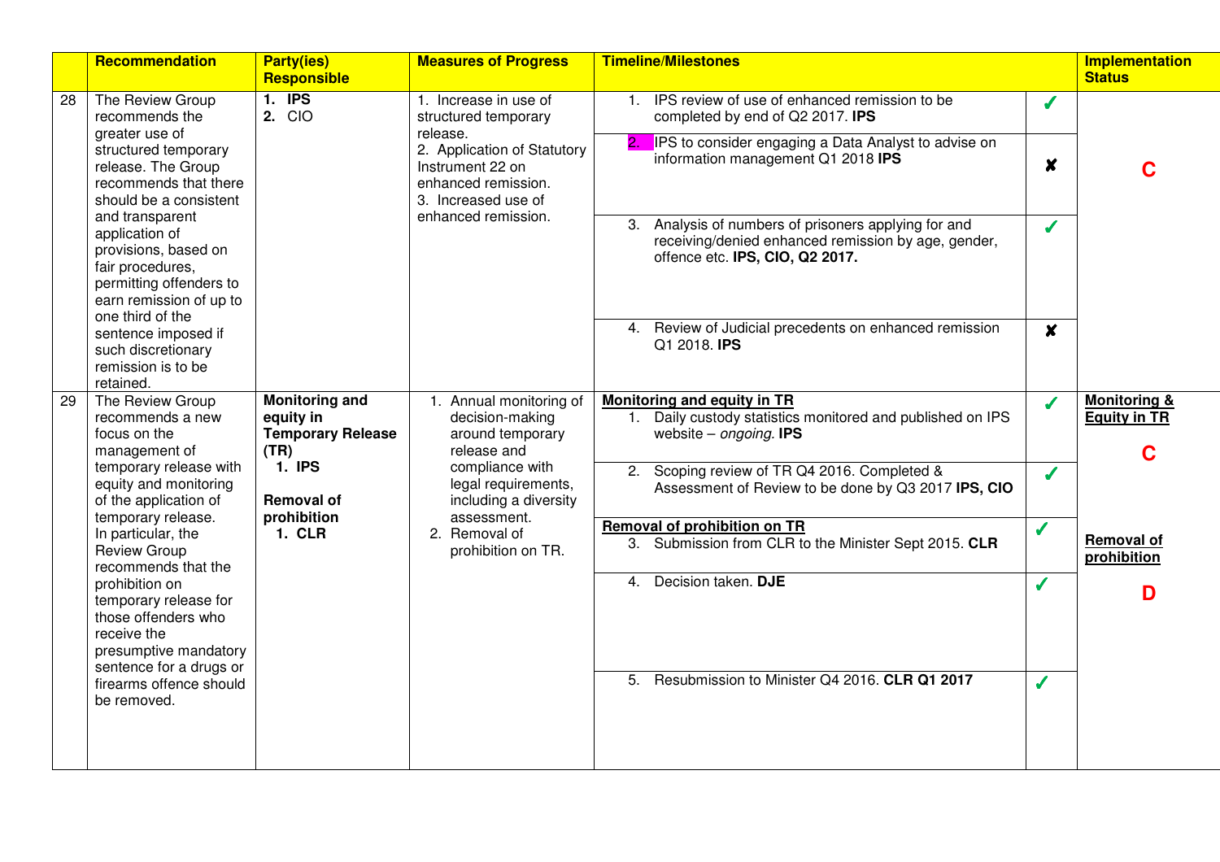| | Recommendation | Party(ies) Responsible | Measures of Progress | Timeline/Milestones | | Implementation Status |
|---|---|---|---|---|---|---|
| 28 | The Review Group recommends the greater use of structured temporary release. The Group recommends that there should be a consistent and transparent application of provisions, based on fair procedures, permitting offenders to earn remission of up to one third of the sentence imposed if such discretionary remission is to be retained. | 1. **IPS**<br>2. CIO | 1. Increase in use of structured temporary release.<br>2. Application of Statutory Instrument 22 on enhanced remission.<br>3. Increased use of enhanced remission. | 1. IPS review of use of enhanced remission to be completed by end of Q2 2017. **IPS** | ✓ | **C** |
| | | | | 2. IPS to consider engaging a Data Analyst to advise on information management Q1 2018 **IPS** | ✘ | |
| | | | | 3. Analysis of numbers of prisoners applying for and receiving/denied enhanced remission by age, gender, offence etc. **IPS, CIO, Q2 2017.** | ✓ | |
| | | | | 4. Review of Judicial precedents on enhanced remission Q1 2018. **IPS** | ✘ | |
| 29 | The Review Group recommends a new focus on the management of temporary release with equity and monitoring of the application of temporary release. In particular, the Review Group recommends that the prohibition on temporary release for those offenders who receive the presumptive mandatory sentence for a drugs or firearms offence should be removed. | **Monitoring and equity in Temporary Release (TR)**<br>1. **IPS**<br><br>**Removal of prohibition**<br>1. **CLR** | 1. Annual monitoring of decision-making around temporary release and compliance with legal requirements, including a diversity assessment.<br>2. Removal of prohibition on TR. | **Monitoring and equity in TR**<br>1. Daily custody statistics monitored and published on IPS website – *ongoing*. **IPS** | ✓ | **Monitoring & Equity in TR**<br>**C** |
| | | | | 2. Scoping review of TR Q4 2016. Completed & Assessment of Review to be done by Q3 2017 **IPS, CIO** | ✓ | |
| | | | | **Removal of prohibition on TR**<br>3. Submission from CLR to the Minister Sept 2015. **CLR** | ✓ | **Removal of prohibition**<br>**D** |
| | | | | 4. Decision taken. **DJE** | ✓ | |
| | | | | 5. Resubmission to Minister Q4 2016. **CLR Q1 2017** | ✓ | |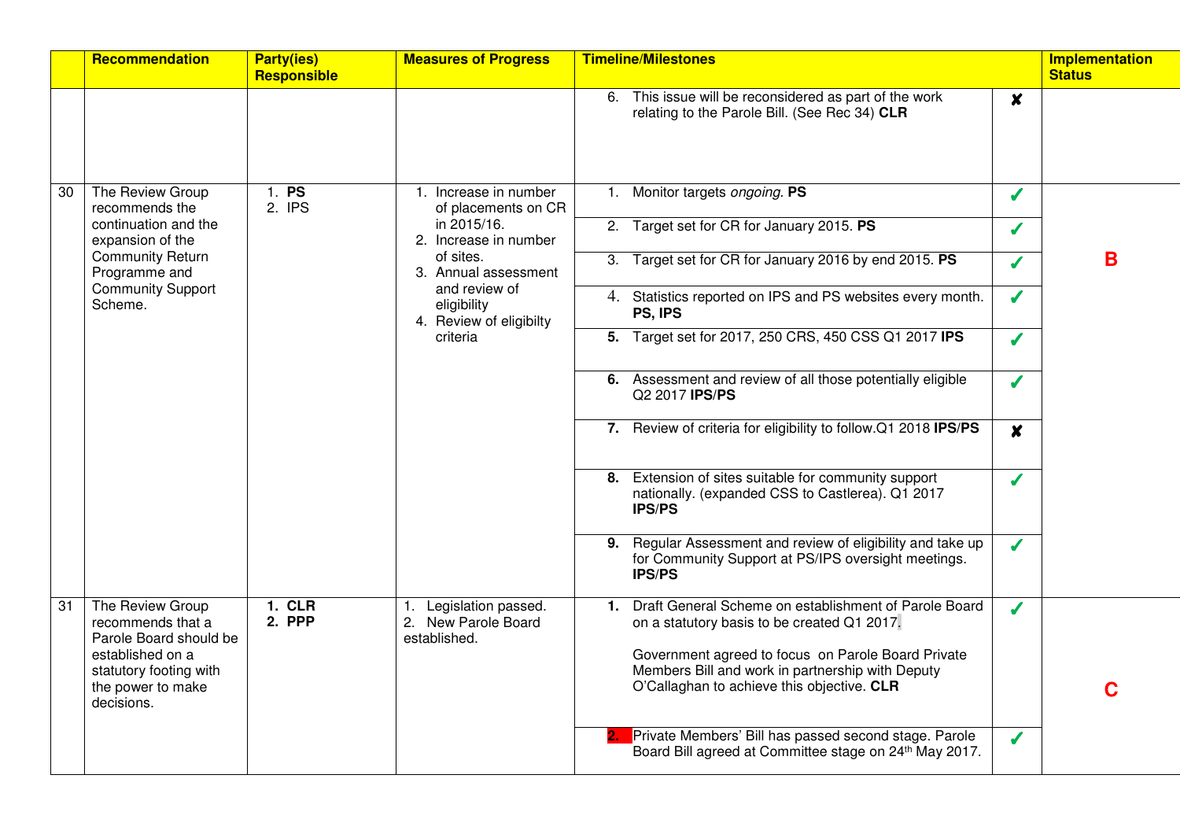| | Recommendation | Party(ies) Responsible | Measures of Progress | Timeline/Milestones | | Implementation Status |
|---|---|---|---|---|---|---|
| | | | | 6. This issue will be reconsidered as part of the work relating to the Parole Bill. (See Rec 34) **CLR** | ✘ | |
| 30 | The Review Group recommends the continuation and the expansion of the Community Return Programme and Community Support Scheme. | 1. **PS**<br>2. IPS | 1. Increase in number of placements on CR in 2015/16.<br>2. Increase in number of sites.<br>3. Annual assessment and review of eligibility<br>4. Review of eligibilty criteria | 1. Monitor targets *ongoing*. **PS** | ✓ | **B** |
| | | | | 2. Target set for CR for January 2015. **PS** | ✓ | |
| | | | | 3. Target set for CR for January 2016 by end 2015. **PS** | ✓ | |
| | | | | 4. Statistics reported on IPS and PS websites every month. **PS, IPS** | ✓ | |
| | | | | **5.** Target set for 2017, 250 CRS, 450 CSS Q1 2017 **IPS** | ✓ | |
| | | | | **6.** Assessment and review of all those potentially eligible Q2 2017 **IPS**/**PS** | ✓ | |
| | | | | **7.** Review of criteria for eligibility to follow.Q1 2018 **IPS**/**PS** | ✘ | |
| | | | | **8.** Extension of sites suitable for community support nationally. (expanded CSS to Castlerea). Q1 2017 **IPS**/**PS** | ✓ | |
| | | | | **9.** Regular Assessment and review of eligibility and take up for Community Support at PS/IPS oversight meetings. **IPS**/**PS** | ✓ | |
| 31 | The Review Group recommends that a Parole Board should be established on a statutory footing with the power to make decisions. | **1. CLR**<br>**2. PPP** | 1. Legislation passed.<br>2. New Parole Board established. | **1.** Draft General Scheme on establishment of Parole Board on a statutory basis to be created Q1 2017.<br><br>Government agreed to focus on Parole Board Private Members Bill and work in partnership with Deputy O'Callaghan to achieve this objective. **CLR** | ✓ | **C** |
| | | | | **2.** Private Members' Bill has passed second stage. Parole Board Bill agreed at Committee stage on 24th May 2017. | ✓ | |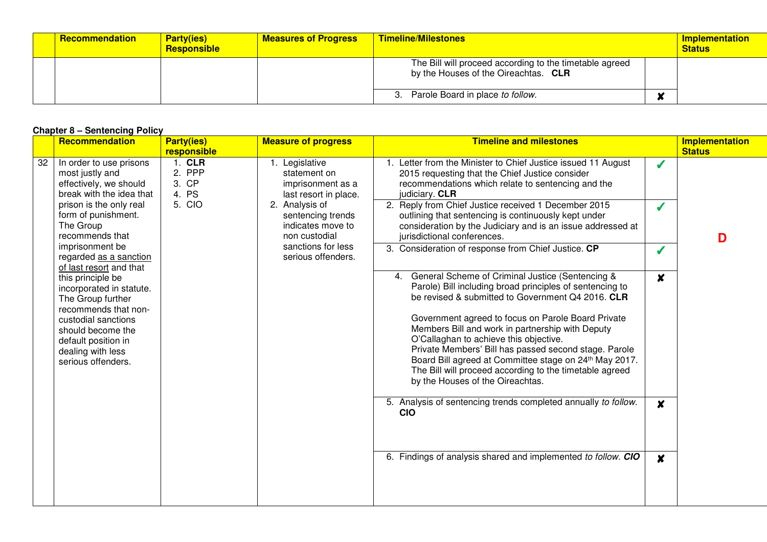| | Recommendation | Party(ies) Responsible | Measures of Progress | Timeline/Milestones | | Implementation Status |
|---|---|---|---|---|---|---|
| | | | | The Bill will proceed according to the timetable agreed by the Houses of the Oireachtas. **CLR** | | |
| | | | | 3. Parole Board in place *to follow.* | ✘ | |

**Chapter 8 – Sentencing Policy**

| | Recommendation | Party(ies) responsible | Measure of progress | Timeline and milestones | | Implementation Status |
|---|---|---|---|---|---|---|
| 32 | In order to use prisons most justly and effectively, we should break with the idea that prison is the only real form of punishment. The Group recommends that imprisonment be regarded as a sanction of last resort and that this principle be incorporated in statute. The Group further recommends that non-custodial sanctions should become the default position in dealing with less serious offenders. | 1. **CLR**<br>2. PPP<br>3. CP<br>4. PS<br>5. CIO | 1. Legislative statement on imprisonment as a last resort in place.<br>2. Analysis of sentencing trends indicates move to non custodial sanctions for less serious offenders. | 1. Letter from the Minister to Chief Justice issued 11 August 2015 requesting that the Chief Justice consider recommendations which relate to sentencing and the judiciary. **CLR** | ✓ | **D** |
| | | | | 2. Reply from Chief Justice received 1 December 2015 outlining that sentencing is continuously kept under consideration by the Judiciary and is an issue addressed at jurisdictional conferences. | ✓ | |
| | | | | 3. Consideration of response from Chief Justice. **CP** | ✓ | |
| | | | | 4. General Scheme of Criminal Justice (Sentencing & Parole) Bill including broad principles of sentencing to be revised & submitted to Government Q4 2016. **CLR**<br><br>Government agreed to focus on Parole Board Private Members Bill and work in partnership with Deputy O'Callaghan to achieve this objective.<br>Private Members' Bill has passed second stage. Parole Board Bill agreed at Committee stage on 24th May 2017. The Bill will proceed according to the timetable agreed by the Houses of the Oireachtas. | ✘ | |
| | | | | 5. Analysis of sentencing trends completed annually *to follow.* **CIO** | ✘ | |
| | | | | 6. Findings of analysis shared and implemented *to follow.* ***CIO*** | ✘ | |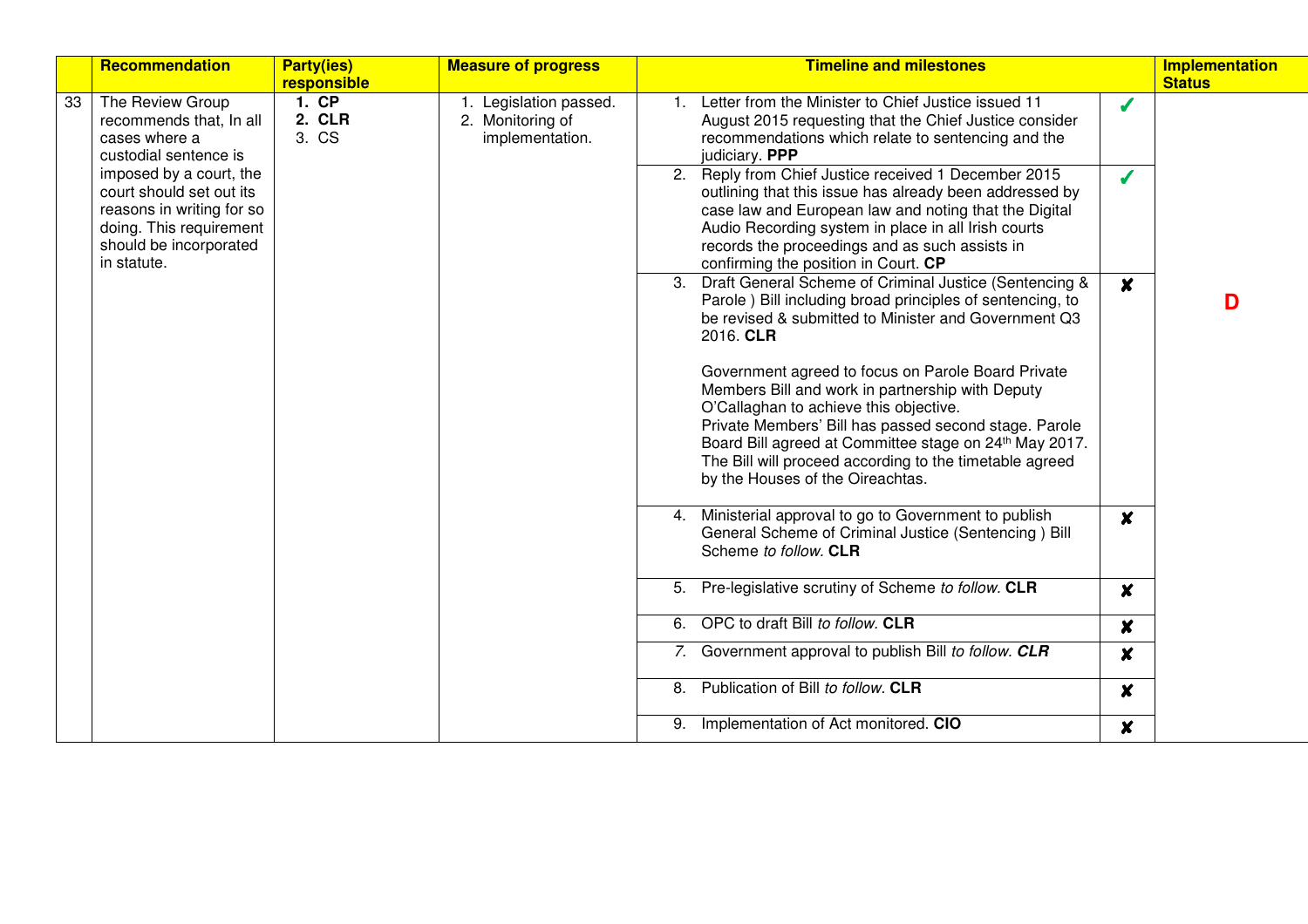| | Recommendation | Party(ies) responsible | Measure of progress | Timeline and milestones | | Implementation Status |
|---|---|---|---|---|---|---|
| 33 | The Review Group recommends that, In all cases where a custodial sentence is imposed by a court, the court should set out its reasons in writing for so doing. This requirement should be incorporated in statute. | **1. CP**<br>**2. CLR**<br>3. CS | 1. Legislation passed.<br>2. Monitoring of implementation. | 1. Letter from the Minister to Chief Justice issued 11 August 2015 requesting that the Chief Justice consider recommendations which relate to sentencing and the judiciary. **PPP** | ✓ | **D** |
| | | | | 2. Reply from Chief Justice received 1 December 2015 outlining that this issue has already been addressed by case law and European law and noting that the Digital Audio Recording system in place in all Irish courts records the proceedings and as such assists in confirming the position in Court. **CP** | ✓ | |
| | | | | 3. Draft General Scheme of Criminal Justice (Sentencing & Parole ) Bill including broad principles of sentencing, to be revised & submitted to Minister and Government Q3 2016. **CLR**<br><br>Government agreed to focus on Parole Board Private Members Bill and work in partnership with Deputy O'Callaghan to achieve this objective.<br>Private Members' Bill has passed second stage. Parole Board Bill agreed at Committee stage on 24th May 2017. The Bill will proceed according to the timetable agreed by the Houses of the Oireachtas. | ✘ | |
| | | | | 4. Ministerial approval to go to Government to publish General Scheme of Criminal Justice (Sentencing ) Bill Scheme *to follow.* **CLR** | ✘ | |
| | | | | 5. Pre-legislative scrutiny of Scheme *to follow.* **CLR** | ✘ | |
| | | | | 6. OPC to draft Bill *to follow.* **CLR** | ✘ | |
| | | | | *7.* Government approval to publish Bill *to follow.* ***CLR*** | ✘ | |
| | | | | 8. Publication of Bill *to follow.* **CLR** | ✘ | |
| | | | | 9. Implementation of Act monitored. **CIO** | ✘ | |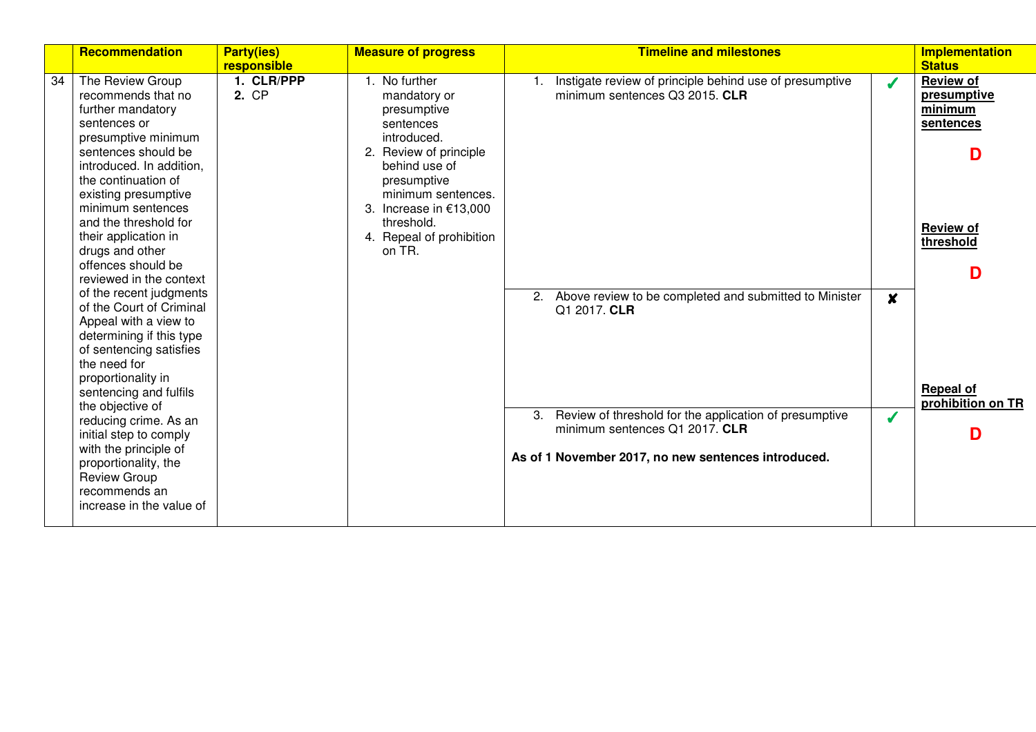| | Recommendation | Party(ies) responsible | Measure of progress | Timeline and milestones | | Implementation Status |
|---|---|---|---|---|---|---|
| 34 | The Review Group recommends that no further mandatory sentences or presumptive minimum sentences should be introduced. In addition, the continuation of existing presumptive minimum sentences and the threshold for their application in drugs and other offences should be reviewed in the context of the recent judgments of the Court of Criminal Appeal with a view to determining if this type of sentencing satisfies the need for proportionality in sentencing and fulfils the objective of reducing crime. As an initial step to comply with the principle of proportionality, the Review Group recommends an increase in the value of | 1. **CLR/PPP**<br>2. CP | 1. No further mandatory or presumptive sentences introduced.<br>2. Review of principle behind use of presumptive minimum sentences.<br>3. Increase in €13,000 threshold.<br>4. Repeal of prohibition on TR. | 1. Instigate review of principle behind use of presumptive minimum sentences Q3 2015. **CLR** | ✓ | **Review of presumptive minimum sentences**<br>**D**<br>**Review of threshold**<br>**D** |
| | | | | 2. Above review to be completed and submitted to Minister Q1 2017. **CLR** | ✘ | **Repeal of prohibition on TR**<br>**D** |
| | | | | 3. Review of threshold for the application of presumptive minimum sentences Q1 2017. **CLR**<br><br>**As of 1 November 2017, no new sentences introduced.** | ✓ | |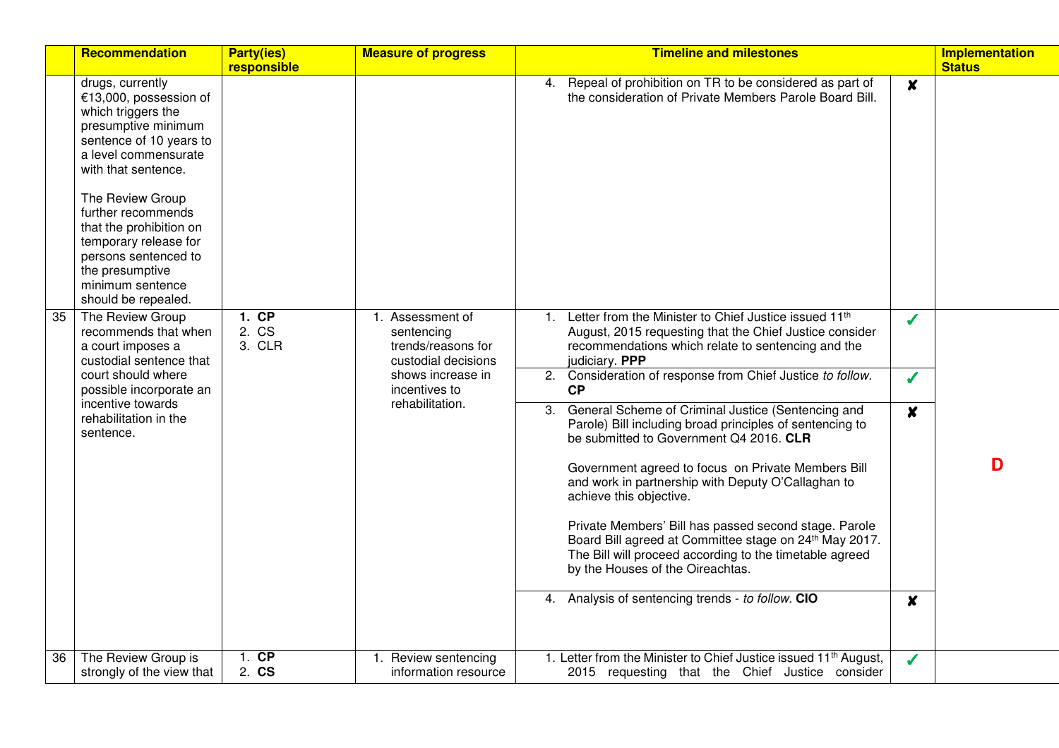| | Recommendation | Party(ies) responsible | Measure of progress | Timeline and milestones | | Implementation Status |
|---|---|---|---|---|---|---|
| | drugs, currently €13,000, possession of which triggers the presumptive minimum sentence of 10 years to a level commensurate with that sentence.<br><br>The Review Group further recommends that the prohibition on temporary release for persons sentenced to the presumptive minimum sentence should be repealed. | | | 4. Repeal of prohibition on TR to be considered as part of the consideration of Private Members Parole Board Bill. | ✘ | |
| 35 | The Review Group recommends that when a court imposes a custodial sentence that court should where possible incorporate an incentive towards rehabilitation in the sentence. | 1. **CP**<br>2. CS<br>3. CLR | 1. Assessment of sentencing trends/reasons for custodial decisions shows increase in incentives to rehabilitation. | 1. Letter from the Minister to Chief Justice issued 11th August, 2015 requesting that the Chief Justice consider recommendations which relate to sentencing and the judiciary. **PPP** | ✓ | **D** |
| | | | | 2. Consideration of response from Chief Justice *to follow.* **CP** | ✓ | |
| | | | | 3. General Scheme of Criminal Justice (Sentencing and Parole) Bill including broad principles of sentencing to be submitted to Government Q4 2016. **CLR**<br><br>Government agreed to focus on Private Members Bill and work in partnership with Deputy O'Callaghan to achieve this objective.<br><br>Private Members' Bill has passed second stage. Parole Board Bill agreed at Committee stage on 24th May 2017. The Bill will proceed according to the timetable agreed by the Houses of the Oireachtas. | ✘ | |
| | | | | 4. Analysis of sentencing trends - *to follow.* **CIO** | ✘ | |
| 36 | The Review Group is strongly of the view that | 1. **CP**<br>2. **CS** | 1. Review sentencing information resource | 1. Letter from the Minister to Chief Justice issued 11th August, 2015 requesting that the Chief Justice consider | ✓ | |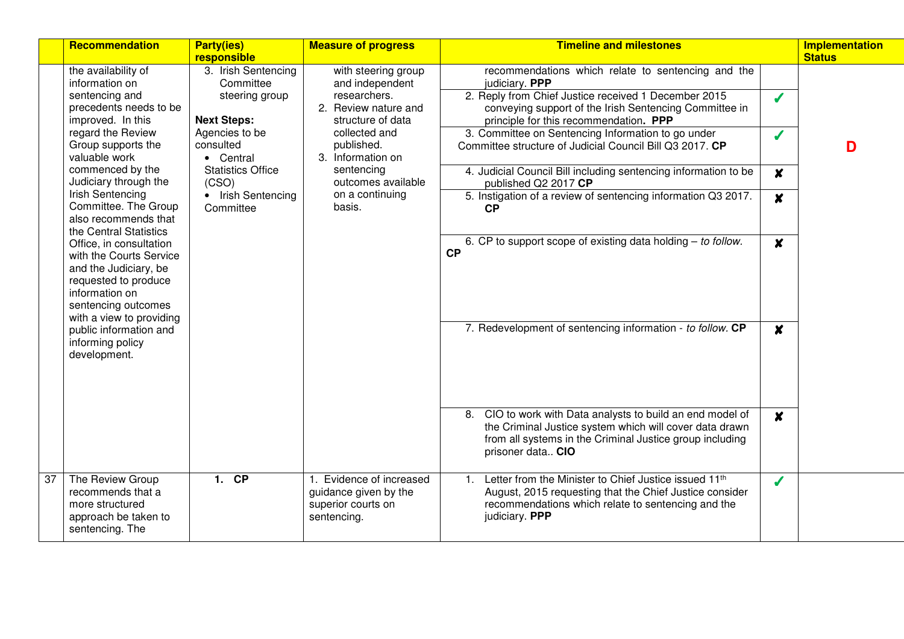| | Recommendation | Party(ies) responsible | Measure of progress | Timeline and milestones | | Implementation Status |
|---|---|---|---|---|---|---|
| | the availability of information on sentencing and precedents needs to be improved. In this regard the Review Group supports the valuable work commenced by the Judiciary through the Irish Sentencing Committee. The Group also recommends that the Central Statistics Office, in consultation with the Courts Service and the Judiciary, be requested to produce information on sentencing outcomes with a view to providing public information and informing policy development. | 3. Irish Sentencing Committee steering group<br><br>**Next Steps:**<br>Agencies to be consulted<br>• Central Statistics Office (CSO)<br>• Irish Sentencing Committee | with steering group and independent researchers.<br>2. Review nature and structure of data collected and published.<br>3. Information on sentencing outcomes available on a continuing basis. | recommendations which relate to sentencing and the judiciary. **PPP** | | **D** |
| | | | | 2. Reply from Chief Justice received 1 December 2015 conveying support of the Irish Sentencing Committee in principle for this recommendation**. PPP** | ✓ | |
| | | | | 3. Committee on Sentencing Information to go under Committee structure of Judicial Council Bill Q3 2017. **CP** | ✓ | |
| | | | | 4. Judicial Council Bill including sentencing information to be published Q2 2017 **CP** | ✘ | |
| | | | | 5. Instigation of a review of sentencing information Q3 2017. **CP** | ✘ | |
| | | | | 6. CP to support scope of existing data holding – *to follow.* **CP** | ✘ | |
| | | | | 7. Redevelopment of sentencing information - *to follow.* **CP** | ✘ | |
| | | | | 8. CIO to work with Data analysts to build an end model of the Criminal Justice system which will cover data drawn from all systems in the Criminal Justice group including prisoner data.. **CIO** | ✘ | |
| 37 | The Review Group recommends that a more structured approach be taken to sentencing. The | **1. CP** | 1. Evidence of increased guidance given by the superior courts on sentencing. | 1. Letter from the Minister to Chief Justice issued 11th August, 2015 requesting that the Chief Justice consider recommendations which relate to sentencing and the judiciary. **PPP** | ✓ | |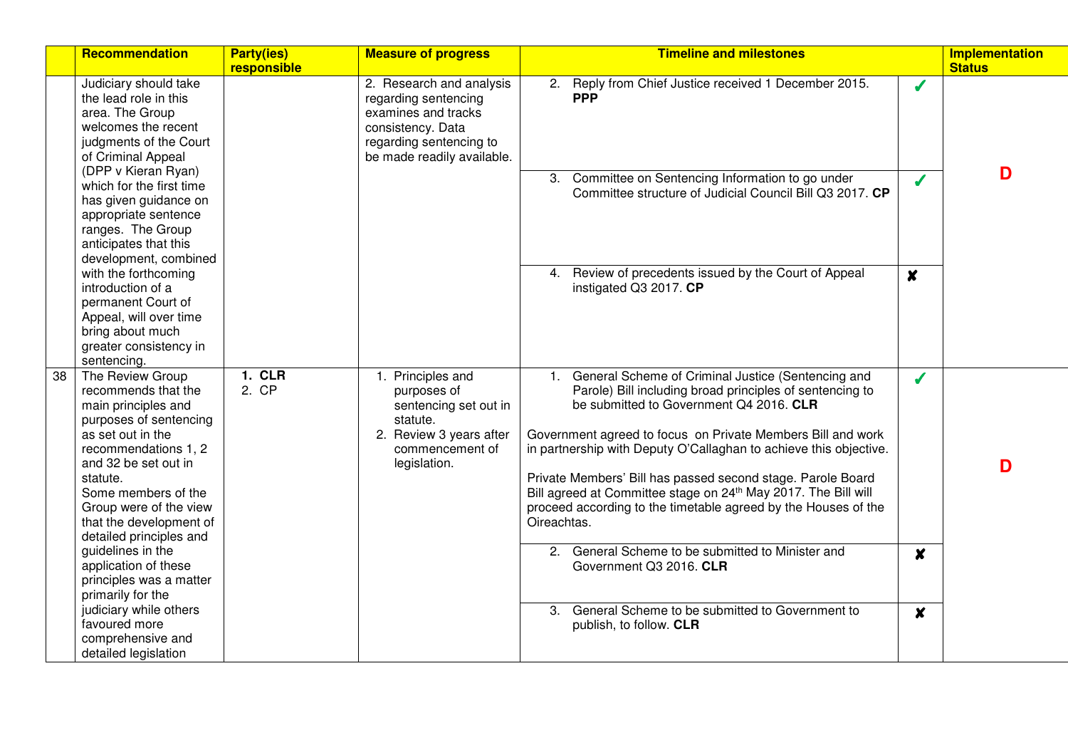| | Recommendation | Party(ies) responsible | Measure of progress | Timeline and milestones | | Implementation Status |
|---|---|---|---|---|---|---|
| | Judiciary should take the lead role in this area. The Group welcomes the recent judgments of the Court of Criminal Appeal (DPP v Kieran Ryan) which for the first time has given guidance on appropriate sentence ranges. The Group anticipates that this development, combined with the forthcoming introduction of a permanent Court of Appeal, will over time bring about much greater consistency in sentencing. | | 2. Research and analysis regarding sentencing examines and tracks consistency. Data regarding sentencing to be made readily available. | 2. Reply from Chief Justice received 1 December 2015. **PPP** | ✓ | D |
| | | | | 3. Committee on Sentencing Information to go under Committee structure of Judicial Council Bill Q3 2017. **CP** | ✓ | |
| | | | | 4. Review of precedents issued by the Court of Appeal instigated Q3 2017. **CP** | ✘ | |
| 38 | The Review Group recommends that the main principles and purposes of sentencing as set out in the recommendations 1, 2 and 32 be set out in statute.<br>Some members of the Group were of the view that the development of detailed principles and guidelines in the application of these principles was a matter primarily for the judiciary while others favoured more comprehensive and detailed legislation | 1. **CLR**<br>2. CP | 1. Principles and purposes of sentencing set out in statute.<br>2. Review 3 years after commencement of legislation. | 1. General Scheme of Criminal Justice (Sentencing and Parole) Bill including broad principles of sentencing to be submitted to Government Q4 2016. **CLR**<br><br>Government agreed to focus on Private Members Bill and work in partnership with Deputy O'Callaghan to achieve this objective.<br><br>Private Members' Bill has passed second stage. Parole Board Bill agreed at Committee stage on 24th May 2017. The Bill will proceed according to the timetable agreed by the Houses of the Oireachtas. | ✓ | D |
| | | | | 2. General Scheme to be submitted to Minister and Government Q3 2016. **CLR** | ✘ | |
| | | | | 3. General Scheme to be submitted to Government to publish, to follow. **CLR** | ✘ | |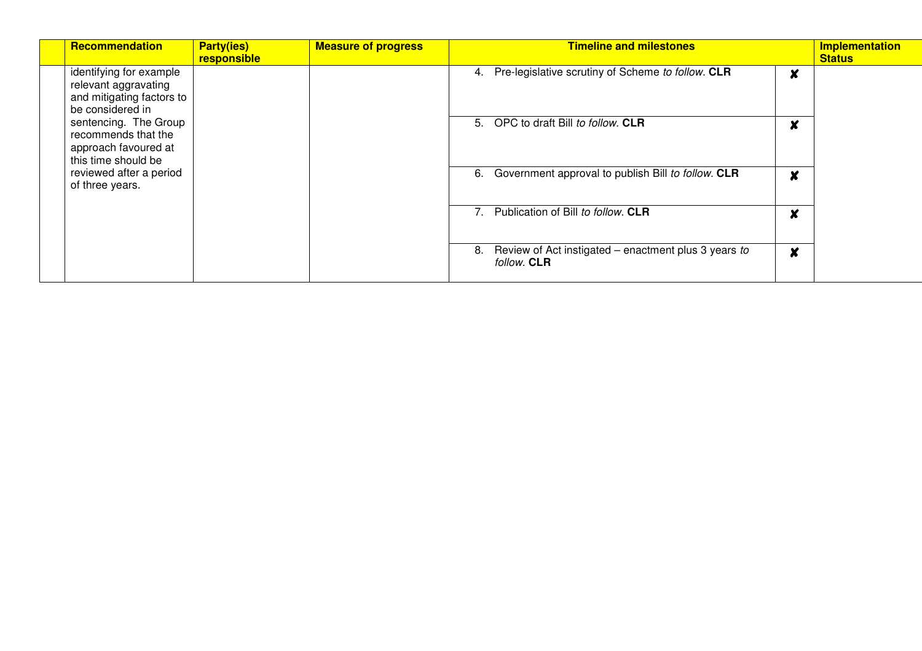| | Recommendation | Party(ies) responsible | Measure of progress | Timeline and milestones | | Implementation Status |
|---|---|---|---|---|---|---|
| | identifying for example relevant aggravating and mitigating factors to be considered in sentencing. The Group recommends that the approach favoured at this time should be reviewed after a period of three years. | | | 4. Pre-legislative scrutiny of Scheme *to follow.* **CLR** | ✘ | |
| | | | | 5. OPC to draft Bill *to follow.* **CLR** | ✘ | |
| | | | | 6. Government approval to publish Bill *to follow.* **CLR** | ✘ | |
| | | | | 7. Publication of Bill *to follow*. **CLR** | ✘ | |
| | | | | 8. Review of Act instigated – enactment plus 3 years *to follow.* **CLR** | ✘ | |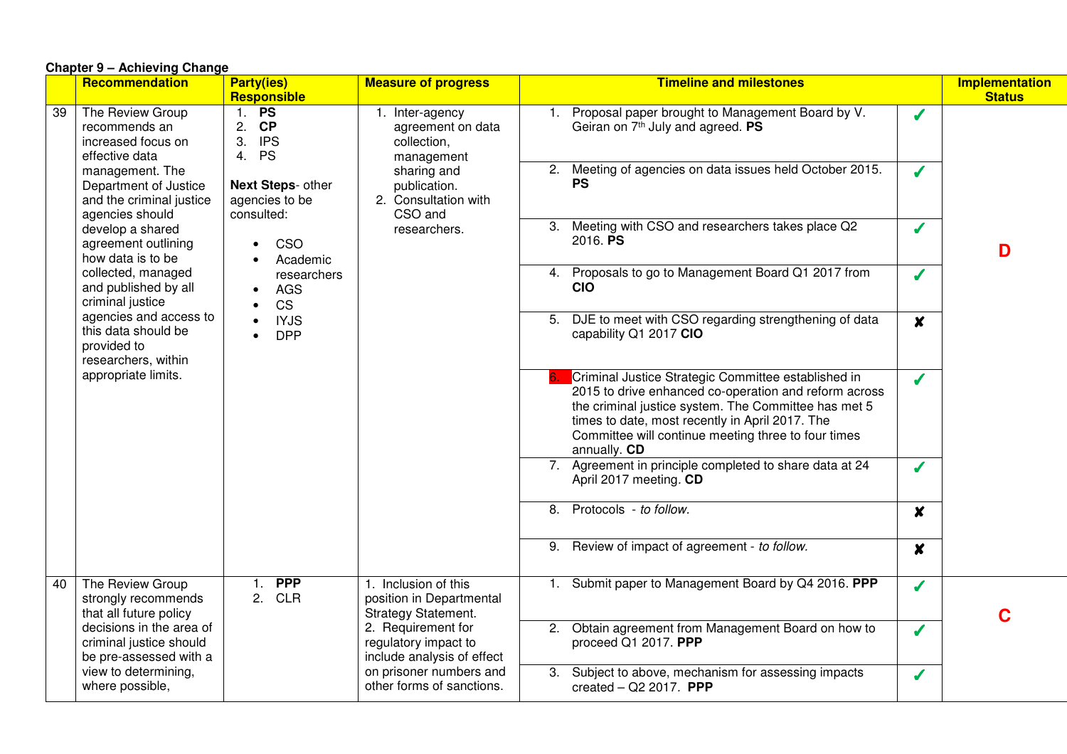**Chapter 9 – Achieving Change**

| | Recommendation | Party(ies) Responsible | Measure of progress | Timeline and milestones | | Implementation Status |
|---|---|---|---|---|---|---|
| 39 | The Review Group recommends an increased focus on effective data management. The Department of Justice and the criminal justice agencies should develop a shared agreement outlining how data is to be collected, managed and published by all criminal justice agencies and access to this data should be provided to researchers, within appropriate limits. | 1. **PS**<br>2. **CP**<br>3. IPS<br>4. PS<br><br>**Next Steps**- other agencies to be consulted:<br>• CSO<br>• Academic researchers<br>• AGS<br>• CS<br>• IYJS<br>• DPP | 1. Inter-agency agreement on data collection, management sharing and publication.<br>2. Consultation with CSO and researchers. | 1. Proposal paper brought to Management Board by V. Geiran on 7th July and agreed. **PS** | ✓ | **D** |
| | | | | 2. Meeting of agencies on data issues held October 2015. **PS** | ✓ | |
| | | | | 3. Meeting with CSO and researchers takes place Q2 2016. **PS** | ✓ | |
| | | | | 4. Proposals to go to Management Board Q1 2017 from **CIO** | ✓ | |
| | | | | 5. DJE to meet with CSO regarding strengthening of data capability Q1 2017 **CIO** | ✘ | |
| | | | | 6. Criminal Justice Strategic Committee established in 2015 to drive enhanced co-operation and reform across the criminal justice system. The Committee has met 5 times to date, most recently in April 2017. The Committee will continue meeting three to four times annually. **CD** | ✓ | |
| | | | | 7. Agreement in principle completed to share data at 24 April 2017 meeting. **CD** | ✓ | |
| | | | | 8. Protocols - *to follow.* | ✘ | |
| | | | | 9. Review of impact of agreement - *to follow.* | ✘ | |
| 40 | The Review Group strongly recommends that all future policy decisions in the area of criminal justice should be pre-assessed with a view to determining, where possible, | 1. **PPP**<br>2. CLR | 1. Inclusion of this position in Departmental Strategy Statement.<br>2. Requirement for regulatory impact to include analysis of effect on prisoner numbers and other forms of sanctions. | 1. Submit paper to Management Board by Q4 2016. **PPP** | ✓ | **C** |
| | | | | 2. Obtain agreement from Management Board on how to proceed Q1 2017. **PPP** | ✓ | |
| | | | | 3. Subject to above, mechanism for assessing impacts created – Q2 2017. **PPP** | ✓ | |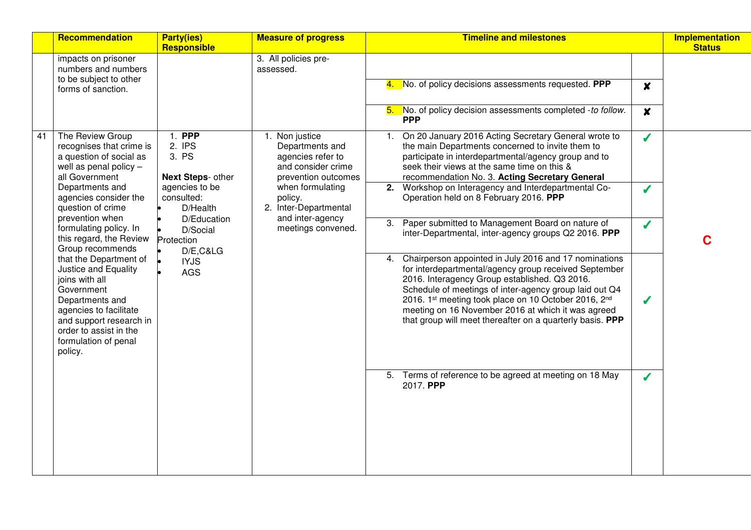|  | Recommendation | Party(ies) Responsible | Measure of progress | Timeline and milestones | | Implementation Status |
|---|---|---|---|---|---|---|
|  | impacts on prisoner numbers and numbers to be subject to other forms of sanction. |  | 3. All policies pre-assessed. |  |  |  |
|  |  |  |  | 4. No. of policy decisions assessments requested. **PPP** | ✘ |  |
|  |  |  |  | 5. No. of policy decision assessments completed -*to follow.* **PPP** | ✘ |  |
| 41 | The Review Group recognises that crime is a question of social as well as penal policy – all Government Departments and agencies consider the question of crime prevention when formulating policy. In this regard, the Review Group recommends that the Department of Justice and Equality joins with all Government Departments and agencies to facilitate and support research in order to assist in the formulation of penal policy. | 1. **PPP**<br>2. IPS<br>3. PS<br><br>**Next Steps**- other agencies to be consulted:<br>• D/Health<br>• D/Education<br>• D/Social Protection<br>• D/E,C&LG<br>• IYJS<br>• AGS | 1. Non justice Departments and agencies refer to and consider crime prevention outcomes when formulating policy.<br>2. Inter-Departmental and inter-agency meetings convened. | 1. On 20 January 2016 Acting Secretary General wrote to the main Departments concerned to invite them to participate in interdepartmental/agency group and to seek their views at the same time on this & recommendation No. 3. **Acting Secretary General** | ✓ | C |
|  |  |  |  | **2.** Workshop on Interagency and Interdepartmental Co-Operation held on 8 February 2016. **PPP** | ✓ |  |
|  |  |  |  | 3. Paper submitted to Management Board on nature of inter-Departmental, inter-agency groups Q2 2016. **PPP** | ✓ |  |
|  |  |  |  | 4. Chairperson appointed in July 2016 and 17 nominations for interdepartmental/agency group received September 2016. Interagency Group established. Q3 2016. Schedule of meetings of inter-agency group laid out Q4 2016. 1st meeting took place on 10 October 2016, 2nd meeting on 16 November 2016 at which it was agreed that group will meet thereafter on a quarterly basis. **PPP** | ✓ |  |
|  |  |  |  | 5. Terms of reference to be agreed at meeting on 18 May 2017. **PPP** | ✓ |  |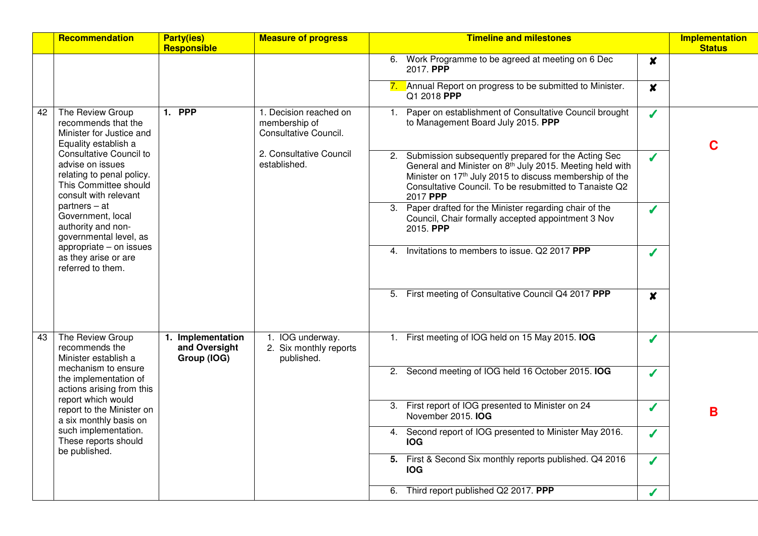| | Recommendation | Party(ies) Responsible | Measure of progress | Timeline and milestones | | Implementation Status |
|---|---|---|---|---|---|---|
| | | | | 6. Work Programme to be agreed at meeting on 6 Dec 2017. **PPP** | ✘ | |
| | | | | 7. Annual Report on progress to be submitted to Minister. Q1 2018 **PPP** | ✘ | |
| 42 | The Review Group recommends that the Minister for Justice and Equality establish a Consultative Council to advise on issues relating to penal policy. This Committee should consult with relevant partners – at Government, local authority and non-governmental level, as appropriate – on issues as they arise or are referred to them. | **1. PPP** | 1. Decision reached on membership of Consultative Council.<br><br>2. Consultative Council established. | 1. Paper on establishment of Consultative Council brought to Management Board July 2015. **PPP** | ✓ | **C** |
| | | | | 2. Submission subsequently prepared for the Acting Sec General and Minister on 8th July 2015. Meeting held with Minister on 17th July 2015 to discuss membership of the Consultative Council. To be resubmitted to Tanaiste Q2 2017 **PPP** | ✓ | |
| | | | | 3. Paper drafted for the Minister regarding chair of the Council, Chair formally accepted appointment 3 Nov 2015. **PPP** | ✓ | |
| | | | | 4. Invitations to members to issue. Q2 2017 **PPP** | ✓ | |
| | | | | 5. First meeting of Consultative Council Q4 2017 **PPP** | ✘ | |
| 43 | The Review Group recommends the Minister establish a mechanism to ensure the implementation of actions arising from this report which would report to the Minister on a six monthly basis on such implementation. These reports should be published. | **1. Implementation and Oversight Group (IOG)** | 1. IOG underway.<br>2. Six monthly reports published. | 1. First meeting of IOG held on 15 May 2015. **IOG** | ✓ | **B** |
| | | | | 2. Second meeting of IOG held 16 October 2015. **IOG** | ✓ | |
| | | | | 3. First report of IOG presented to Minister on 24 November 2015. **IOG** | ✓ | |
| | | | | 4. Second report of IOG presented to Minister May 2016. **IOG** | ✓ | |
| | | | | **5.** First & Second Six monthly reports published. Q4 2016 **IOG** | ✓ | |
| | | | | 6. Third report published Q2 2017. **PPP** | ✓ | |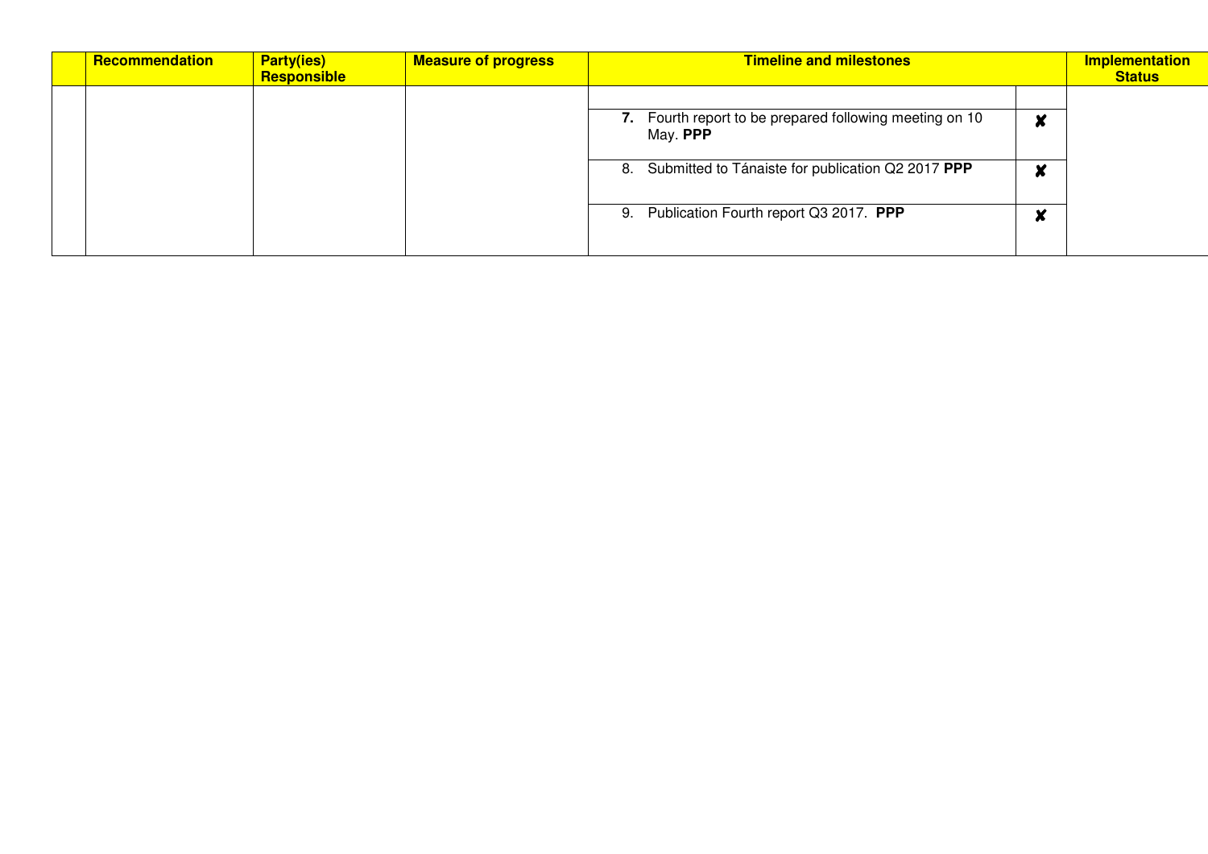| | Recommendation | Party(ies) Responsible | Measure of progress | Timeline and milestones | | Implementation Status |
|---|---|---|---|---|---|---|
| | | | | | | |
| | | | | **7.** Fourth report to be prepared following meeting on 10 May. **PPP** | ✘ | |
| | | | | 8. Submitted to Tánaiste for publication Q2 2017 **PPP** | ✘ | |
| | | | | 9. Publication Fourth report Q3 2017. **PPP** | ✘ | |